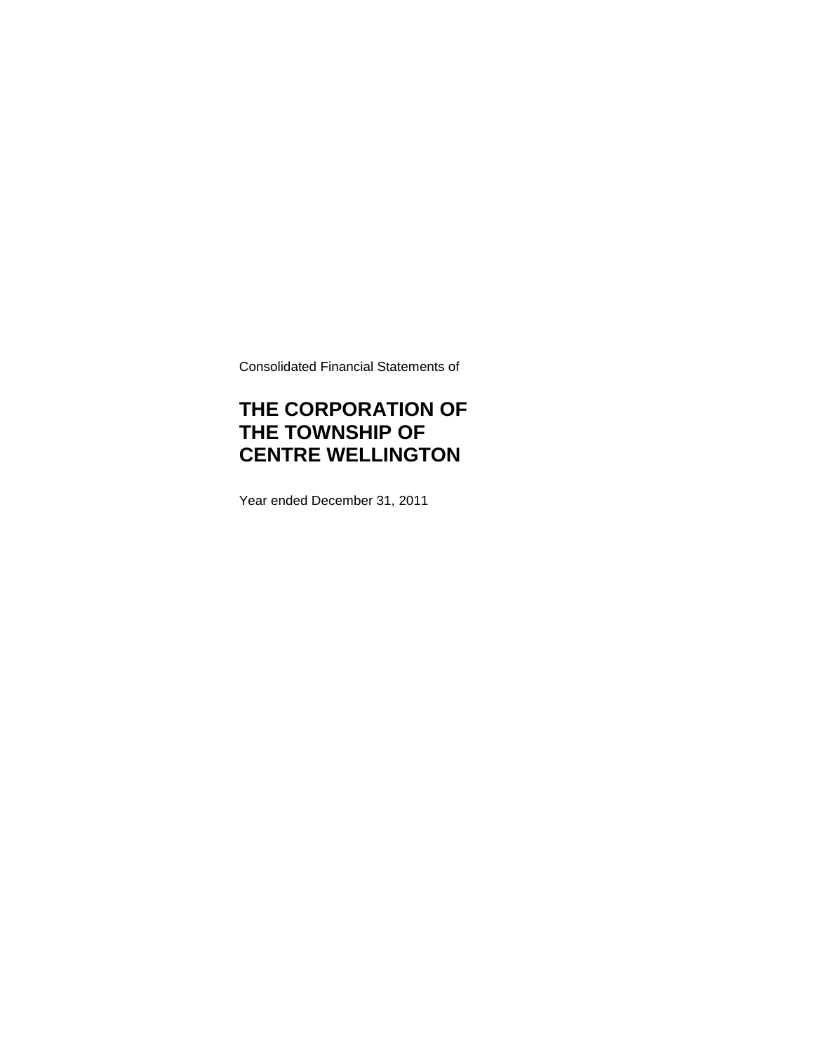Consolidated Financial Statements of

# THE CORPORATION OF THE TOWNSHIP OF CENTRE WELLINGTON

Year ended December 31, 2011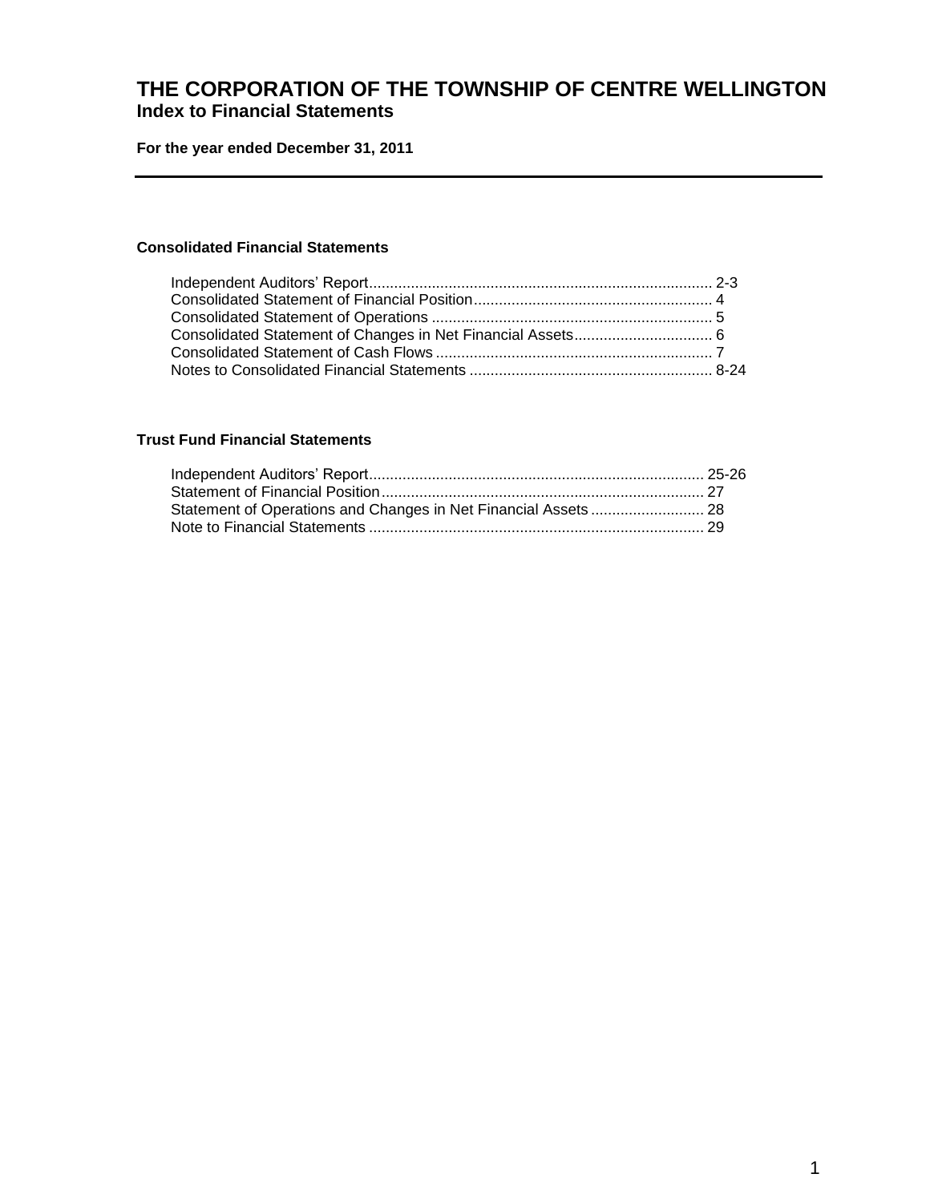# THE CORPORATION OF THE TOWNSHIP OF CENTRE WELLINGTON

## Index to Financial Statements

**For the year ended December 31, 2011**

---

### Consolidated Financial Statements

| | |
|---|---|
| Independent Auditors' Report | 2-3 |
| Consolidated Statement of Financial Position | 4 |
| Consolidated Statement of Operations | 5 |
| Consolidated Statement of Changes in Net Financial Assets | 6 |
| Consolidated Statement of Cash Flows | 7 |
| Notes to Consolidated Financial Statements | 8-24 |

### Trust Fund Financial Statements

| | |
|---|---|
| Independent Auditors' Report | 25-26 |
| Statement of Financial Position | 27 |
| Statement of Operations and Changes in Net Financial Assets | 28 |
| Note to Financial Statements | 29 |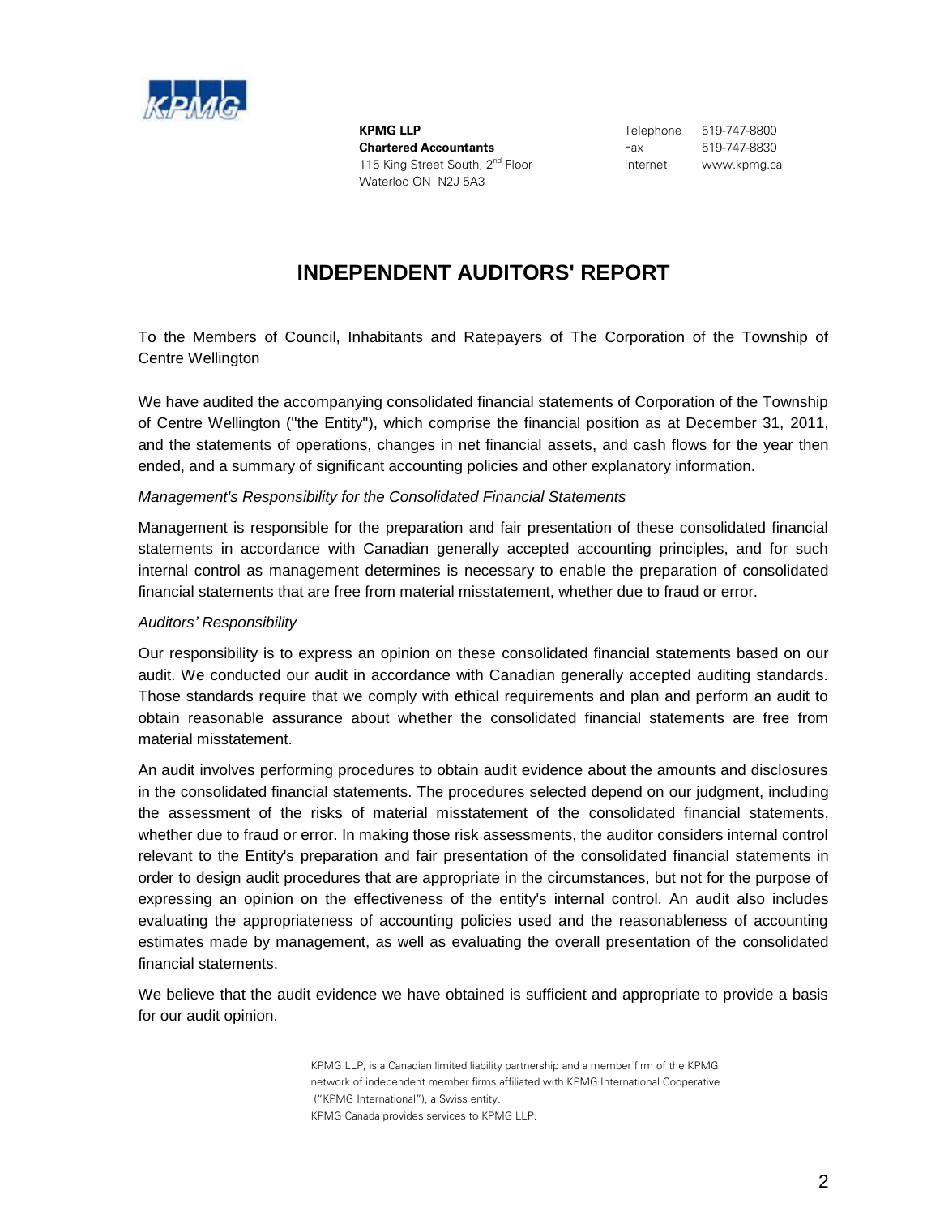**KPMG LLP**
**Chartered Accountants**
115 King Street South, 2nd Floor
Waterloo ON N2J 5A3

Telephone 519-747-8800
Fax 519-747-8830
Internet www.kpmg.ca

# INDEPENDENT AUDITORS' REPORT

To the Members of Council, Inhabitants and Ratepayers of The Corporation of the Township of Centre Wellington

We have audited the accompanying consolidated financial statements of Corporation of the Township of Centre Wellington ("the Entity"), which comprise the financial position as at December 31, 2011, and the statements of operations, changes in net financial assets, and cash flows for the year then ended, and a summary of significant accounting policies and other explanatory information.

*Management's Responsibility for the Consolidated Financial Statements*

Management is responsible for the preparation and fair presentation of these consolidated financial statements in accordance with Canadian generally accepted accounting principles, and for such internal control as management determines is necessary to enable the preparation of consolidated financial statements that are free from material misstatement, whether due to fraud or error.

*Auditors' Responsibility*

Our responsibility is to express an opinion on these consolidated financial statements based on our audit. We conducted our audit in accordance with Canadian generally accepted auditing standards. Those standards require that we comply with ethical requirements and plan and perform an audit to obtain reasonable assurance about whether the consolidated financial statements are free from material misstatement.

An audit involves performing procedures to obtain audit evidence about the amounts and disclosures in the consolidated financial statements. The procedures selected depend on our judgment, including the assessment of the risks of material misstatement of the consolidated financial statements, whether due to fraud or error. In making those risk assessments, the auditor considers internal control relevant to the Entity's preparation and fair presentation of the consolidated financial statements in order to design audit procedures that are appropriate in the circumstances, but not for the purpose of expressing an opinion on the effectiveness of the entity's internal control. An audit also includes evaluating the appropriateness of accounting policies used and the reasonableness of accounting estimates made by management, as well as evaluating the overall presentation of the consolidated financial statements.

We believe that the audit evidence we have obtained is sufficient and appropriate to provide a basis for our audit opinion.

KPMG LLP, is a Canadian limited liability partnership and a member firm of the KPMG network of independent member firms affiliated with KPMG International Cooperative ("KPMG International"), a Swiss entity.
KPMG Canada provides services to KPMG LLP.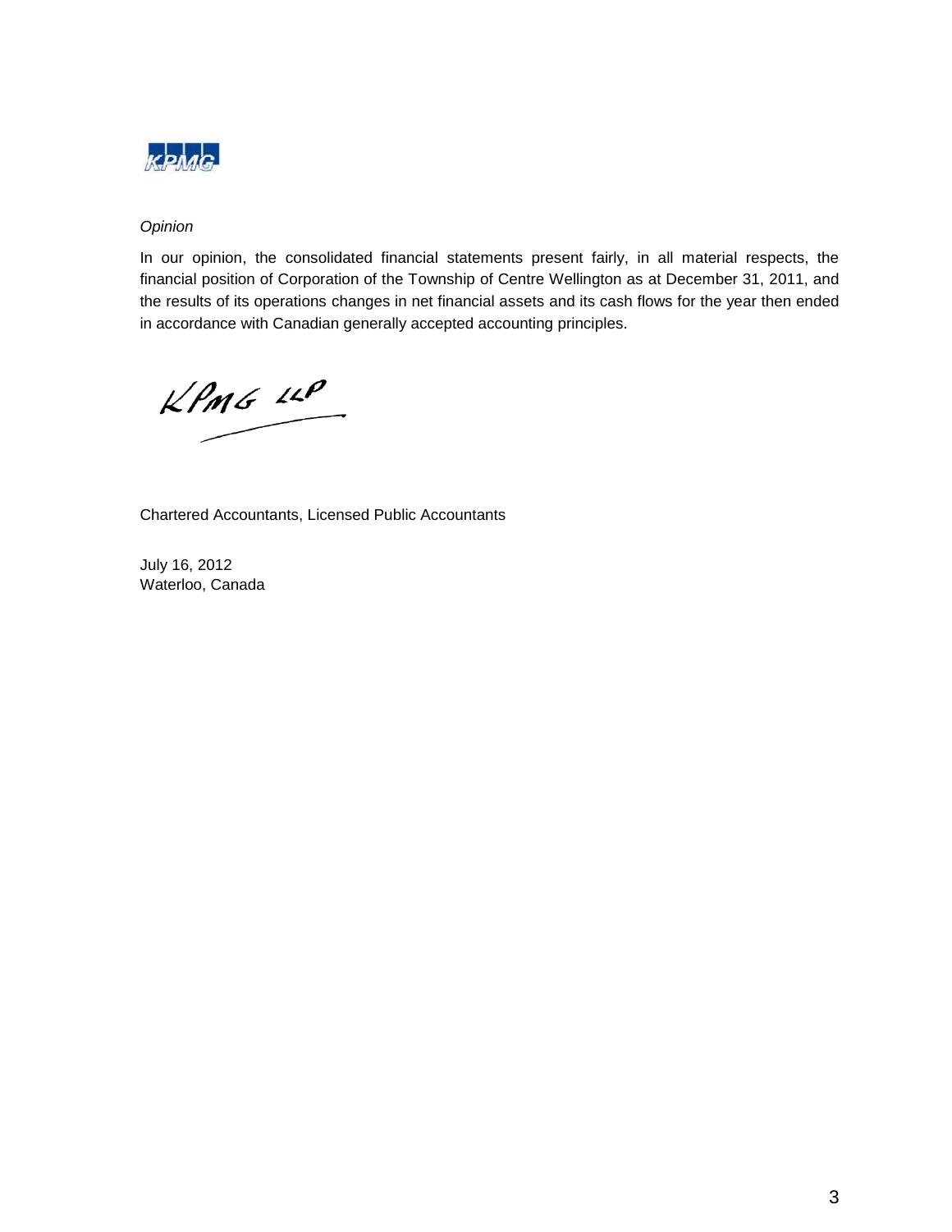*Opinion*

In our opinion, the consolidated financial statements present fairly, in all material respects, the financial position of Corporation of the Township of Centre Wellington as at December 31, 2011, and the results of its operations changes in net financial assets and its cash flows for the year then ended in accordance with Canadian generally accepted accounting principles.

KPMG LLP

Chartered Accountants, Licensed Public Accountants

July 16, 2012
Waterloo, Canada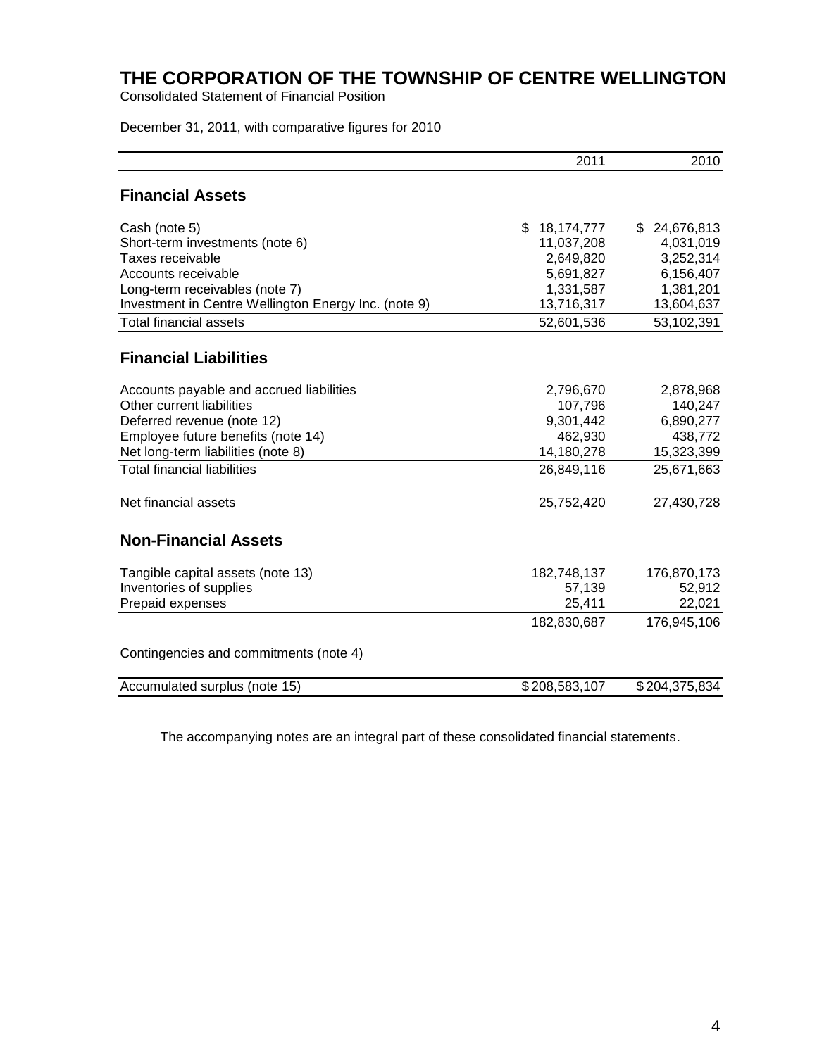# THE CORPORATION OF THE TOWNSHIP OF CENTRE WELLINGTON

Consolidated Statement of Financial Position

December 31, 2011, with comparative figures for 2010

| | 2011 | 2010 |
|---|---|---|
| **Financial Assets** | | |
| Cash (note 5) | $ 18,174,777 | $ 24,676,813 |
| Short-term investments (note 6) | 11,037,208 | 4,031,019 |
| Taxes receivable | 2,649,820 | 3,252,314 |
| Accounts receivable | 5,691,827 | 6,156,407 |
| Long-term receivables (note 7) | 1,331,587 | 1,381,201 |
| Investment in Centre Wellington Energy Inc. (note 9) | 13,716,317 | 13,604,637 |
| Total financial assets | 52,601,536 | 53,102,391 |
| **Financial Liabilities** | | |
| Accounts payable and accrued liabilities | 2,796,670 | 2,878,968 |
| Other current liabilities | 107,796 | 140,247 |
| Deferred revenue (note 12) | 9,301,442 | 6,890,277 |
| Employee future benefits (note 14) | 462,930 | 438,772 |
| Net long-term liabilities (note 8) | 14,180,278 | 15,323,399 |
| Total financial liabilities | 26,849,116 | 25,671,663 |
| Net financial assets | 25,752,420 | 27,430,728 |
| **Non-Financial Assets** | | |
| Tangible capital assets (note 13) | 182,748,137 | 176,870,173 |
| Inventories of supplies | 57,139 | 52,912 |
| Prepaid expenses | 25,411 | 22,021 |
| | 182,830,687 | 176,945,106 |
| Contingencies and commitments (note 4) | | |
| Accumulated surplus (note 15) | $ 208,583,107 | $ 204,375,834 |

The accompanying notes are an integral part of these consolidated financial statements.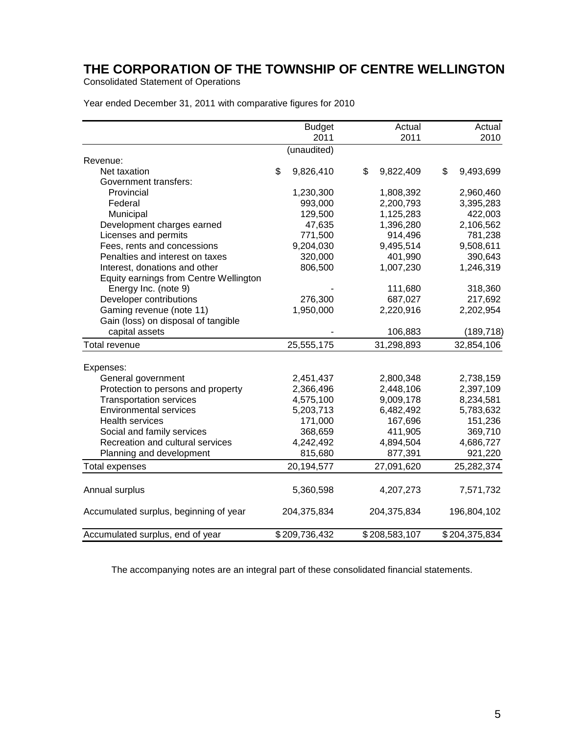# THE CORPORATION OF THE TOWNSHIP OF CENTRE WELLINGTON

Consolidated Statement of Operations

Year ended December 31, 2011 with comparative figures for 2010

| | Budget 2011 | Actual 2011 | Actual 2010 |
|---|---|---|---|
| | (unaudited) | | |
| Revenue: | | | |
| Net taxation | $ 9,826,410 | $ 9,822,409 | $ 9,493,699 |
| Government transfers: | | | |
| Provincial | 1,230,300 | 1,808,392 | 2,960,460 |
| Federal | 993,000 | 2,200,793 | 3,395,283 |
| Municipal | 129,500 | 1,125,283 | 422,003 |
| Development charges earned | 47,635 | 1,396,280 | 2,106,562 |
| Licenses and permits | 771,500 | 914,496 | 781,238 |
| Fees, rents and concessions | 9,204,030 | 9,495,514 | 9,508,611 |
| Penalties and interest on taxes | 320,000 | 401,990 | 390,643 |
| Interest, donations and other | 806,500 | 1,007,230 | 1,246,319 |
| Equity earnings from Centre Wellington Energy Inc. (note 9) | - | 111,680 | 318,360 |
| Developer contributions | 276,300 | 687,027 | 217,692 |
| Gaming revenue (note 11) | 1,950,000 | 2,220,916 | 2,202,954 |
| Gain (loss) on disposal of tangible capital assets | - | 106,883 | (189,718) |
| Total revenue | 25,555,175 | 31,298,893 | 32,854,106 |
| Expenses: | | | |
| General government | 2,451,437 | 2,800,348 | 2,738,159 |
| Protection to persons and property | 2,366,496 | 2,448,106 | 2,397,109 |
| Transportation services | 4,575,100 | 9,009,178 | 8,234,581 |
| Environmental services | 5,203,713 | 6,482,492 | 5,783,632 |
| Health services | 171,000 | 167,696 | 151,236 |
| Social and family services | 368,659 | 411,905 | 369,710 |
| Recreation and cultural services | 4,242,492 | 4,894,504 | 4,686,727 |
| Planning and development | 815,680 | 877,391 | 921,220 |
| Total expenses | 20,194,577 | 27,091,620 | 25,282,374 |
| Annual surplus | 5,360,598 | 4,207,273 | 7,571,732 |
| Accumulated surplus, beginning of year | 204,375,834 | 204,375,834 | 196,804,102 |
| Accumulated surplus, end of year | $ 209,736,432 | $ 208,583,107 | $ 204,375,834 |

The accompanying notes are an integral part of these consolidated financial statements.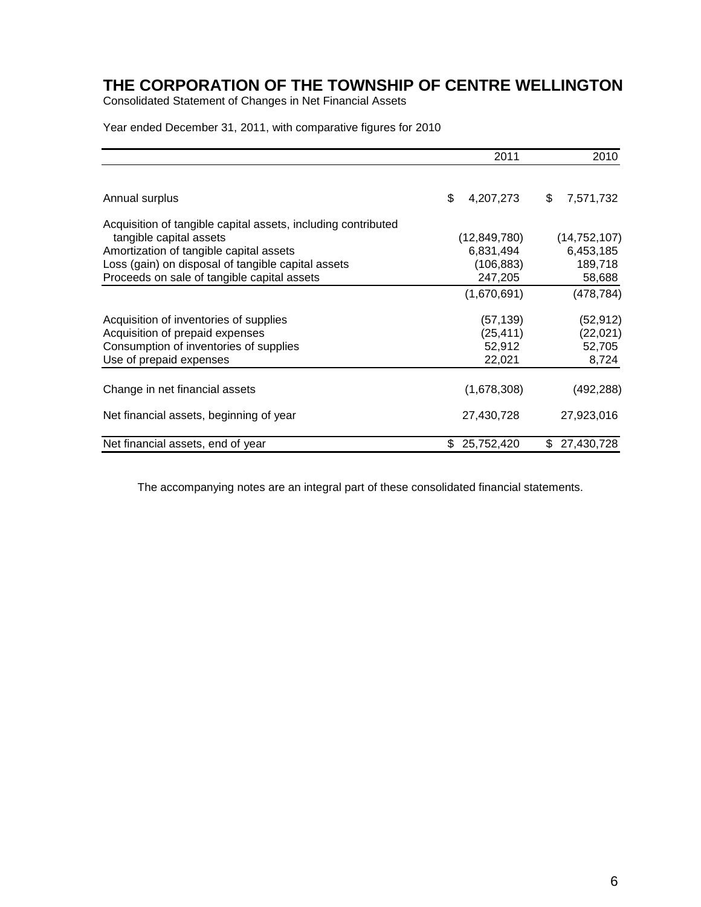# THE CORPORATION OF THE TOWNSHIP OF CENTRE WELLINGTON

Consolidated Statement of Changes in Net Financial Assets

Year ended December 31, 2011, with comparative figures for 2010

| | 2011 | 2010 |
|---|---|---|
| Annual surplus | $ 4,207,273 | $ 7,571,732 |
| Acquisition of tangible capital assets, including contributed tangible capital assets | (12,849,780) | (14,752,107) |
| Amortization of tangible capital assets | 6,831,494 | 6,453,185 |
| Loss (gain) on disposal of tangible capital assets | (106,883) | 189,718 |
| Proceeds on sale of tangible capital assets | 247,205 | 58,688 |
| | (1,670,691) | (478,784) |
| Acquisition of inventories of supplies | (57,139) | (52,912) |
| Acquisition of prepaid expenses | (25,411) | (22,021) |
| Consumption of inventories of supplies | 52,912 | 52,705 |
| Use of prepaid expenses | 22,021 | 8,724 |
| Change in net financial assets | (1,678,308) | (492,288) |
| Net financial assets, beginning of year | 27,430,728 | 27,923,016 |
| Net financial assets, end of year | $ 25,752,420 | $ 27,430,728 |

The accompanying notes are an integral part of these consolidated financial statements.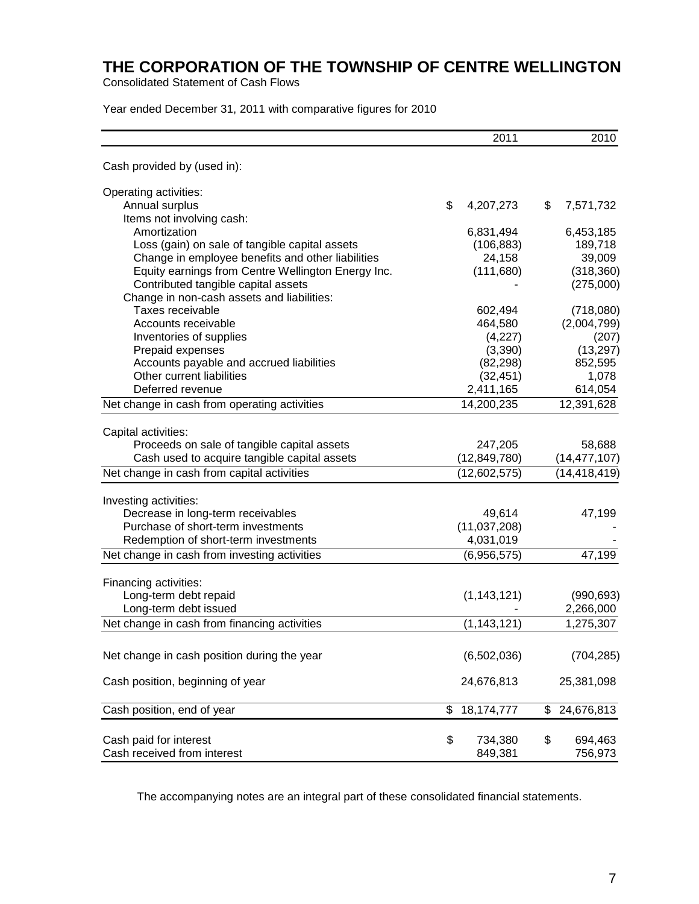# THE CORPORATION OF THE TOWNSHIP OF CENTRE WELLINGTON

Consolidated Statement of Cash Flows

Year ended December 31, 2011 with comparative figures for 2010

| | 2011 | 2010 |
|---|---|---|
| Cash provided by (used in): | | |
| Operating activities: | | |
| Annual surplus | $ 4,207,273 | $ 7,571,732 |
| Items not involving cash: | | |
| Amortization | 6,831,494 | 6,453,185 |
| Loss (gain) on sale of tangible capital assets | (106,883) | 189,718 |
| Change in employee benefits and other liabilities | 24,158 | 39,009 |
| Equity earnings from Centre Wellington Energy Inc. | (111,680) | (318,360) |
| Contributed tangible capital assets | - | (275,000) |
| Change in non-cash assets and liabilities: | | |
| Taxes receivable | 602,494 | (718,080) |
| Accounts receivable | 464,580 | (2,004,799) |
| Inventories of supplies | (4,227) | (207) |
| Prepaid expenses | (3,390) | (13,297) |
| Accounts payable and accrued liabilities | (82,298) | 852,595 |
| Other current liabilities | (32,451) | 1,078 |
| Deferred revenue | 2,411,165 | 614,054 |
| Net change in cash from operating activities | 14,200,235 | 12,391,628 |
| Capital activities: | | |
| Proceeds on sale of tangible capital assets | 247,205 | 58,688 |
| Cash used to acquire tangible capital assets | (12,849,780) | (14,477,107) |
| Net change in cash from capital activities | (12,602,575) | (14,418,419) |
| Investing activities: | | |
| Decrease in long-term receivables | 49,614 | 47,199 |
| Purchase of short-term investments | (11,037,208) | - |
| Redemption of short-term investments | 4,031,019 | - |
| Net change in cash from investing activities | (6,956,575) | 47,199 |
| Financing activities: | | |
| Long-term debt repaid | (1,143,121) | (990,693) |
| Long-term debt issued | - | 2,266,000 |
| Net change in cash from financing activities | (1,143,121) | 1,275,307 |
| Net change in cash position during the year | (6,502,036) | (704,285) |
| Cash position, beginning of year | 24,676,813 | 25,381,098 |
| Cash position, end of year | $ 18,174,777 | $ 24,676,813 |
| Cash paid for interest | $ 734,380 | $ 694,463 |
| Cash received from interest | 849,381 | 756,973 |

The accompanying notes are an integral part of these consolidated financial statements.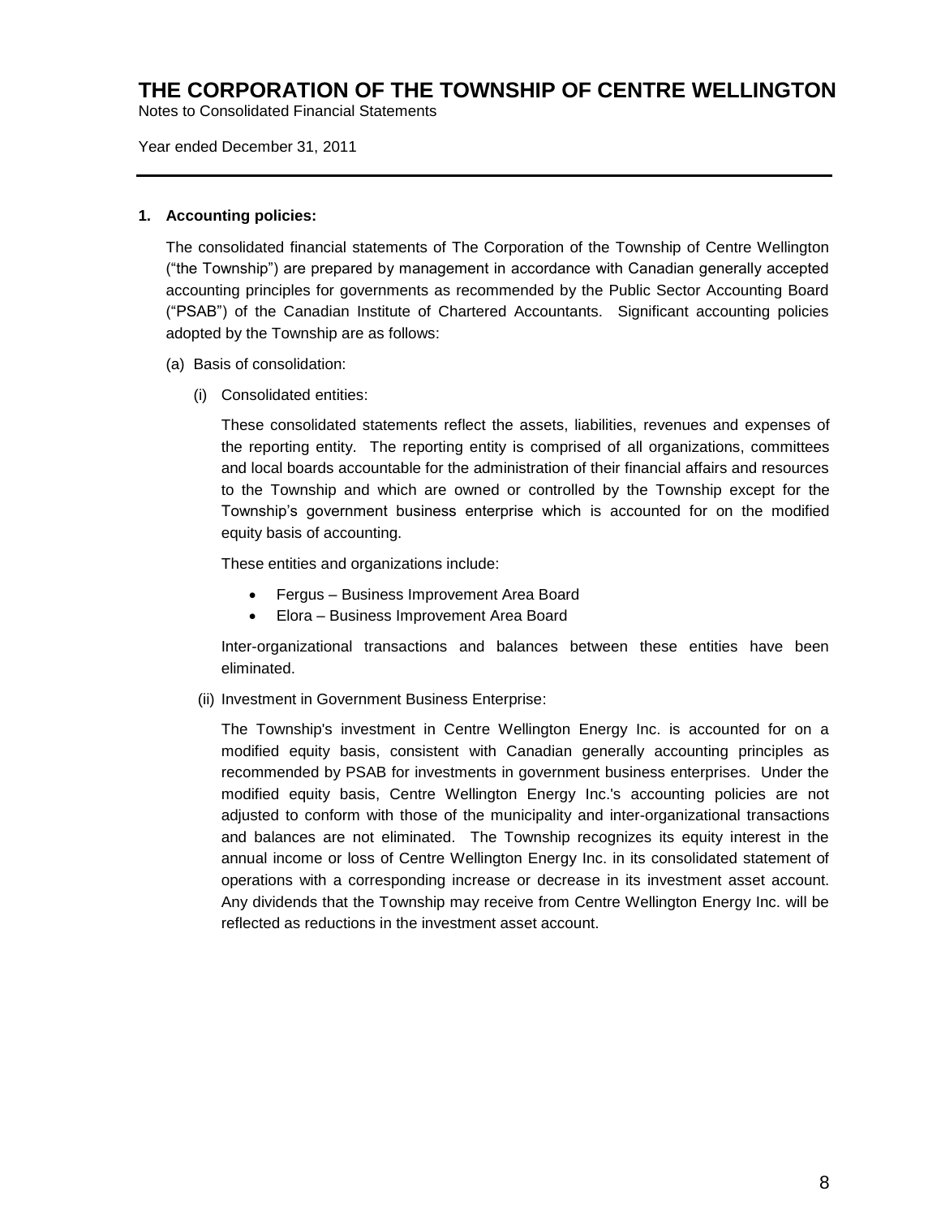# THE CORPORATION OF THE TOWNSHIP OF CENTRE WELLINGTON

Notes to Consolidated Financial Statements

Year ended December 31, 2011

---

**1. Accounting policies:**

The consolidated financial statements of The Corporation of the Township of Centre Wellington ("the Township") are prepared by management in accordance with Canadian generally accepted accounting principles for governments as recommended by the Public Sector Accounting Board ("PSAB") of the Canadian Institute of Chartered Accountants. Significant accounting policies adopted by the Township are as follows:

(a) Basis of consolidation:

(i) Consolidated entities:

These consolidated statements reflect the assets, liabilities, revenues and expenses of the reporting entity. The reporting entity is comprised of all organizations, committees and local boards accountable for the administration of their financial affairs and resources to the Township and which are owned or controlled by the Township except for the Township's government business enterprise which is accounted for on the modified equity basis of accounting.

These entities and organizations include:

- Fergus – Business Improvement Area Board
- Elora – Business Improvement Area Board

Inter-organizational transactions and balances between these entities have been eliminated.

(ii) Investment in Government Business Enterprise:

The Township's investment in Centre Wellington Energy Inc. is accounted for on a modified equity basis, consistent with Canadian generally accounting principles as recommended by PSAB for investments in government business enterprises. Under the modified equity basis, Centre Wellington Energy Inc.'s accounting policies are not adjusted to conform with those of the municipality and inter-organizational transactions and balances are not eliminated. The Township recognizes its equity interest in the annual income or loss of Centre Wellington Energy Inc. in its consolidated statement of operations with a corresponding increase or decrease in its investment asset account. Any dividends that the Township may receive from Centre Wellington Energy Inc. will be reflected as reductions in the investment asset account.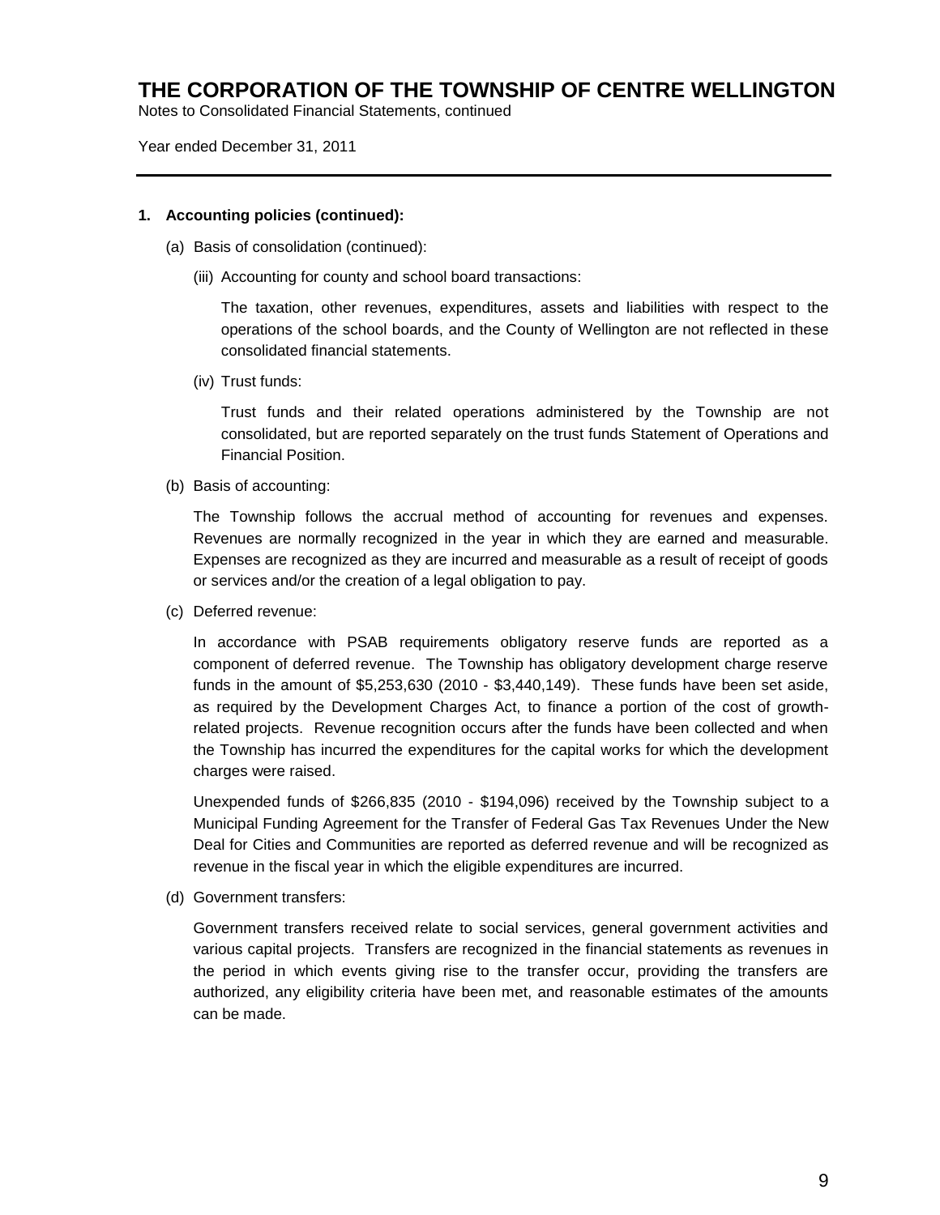# THE CORPORATION OF THE TOWNSHIP OF CENTRE WELLINGTON

Notes to Consolidated Financial Statements, continued

Year ended December 31, 2011

---

**1. Accounting policies (continued):**

(a) Basis of consolidation (continued):

(iii) Accounting for county and school board transactions:

The taxation, other revenues, expenditures, assets and liabilities with respect to the operations of the school boards, and the County of Wellington are not reflected in these consolidated financial statements.

(iv) Trust funds:

Trust funds and their related operations administered by the Township are not consolidated, but are reported separately on the trust funds Statement of Operations and Financial Position.

(b) Basis of accounting:

The Township follows the accrual method of accounting for revenues and expenses. Revenues are normally recognized in the year in which they are earned and measurable. Expenses are recognized as they are incurred and measurable as a result of receipt of goods or services and/or the creation of a legal obligation to pay.

(c) Deferred revenue:

In accordance with PSAB requirements obligatory reserve funds are reported as a component of deferred revenue. The Township has obligatory development charge reserve funds in the amount of $5,253,630 (2010 - $3,440,149). These funds have been set aside, as required by the Development Charges Act, to finance a portion of the cost of growth-related projects. Revenue recognition occurs after the funds have been collected and when the Township has incurred the expenditures for the capital works for which the development charges were raised.

Unexpended funds of $266,835 (2010 - $194,096) received by the Township subject to a Municipal Funding Agreement for the Transfer of Federal Gas Tax Revenues Under the New Deal for Cities and Communities are reported as deferred revenue and will be recognized as revenue in the fiscal year in which the eligible expenditures are incurred.

(d) Government transfers:

Government transfers received relate to social services, general government activities and various capital projects. Transfers are recognized in the financial statements as revenues in the period in which events giving rise to the transfer occur, providing the transfers are authorized, any eligibility criteria have been met, and reasonable estimates of the amounts can be made.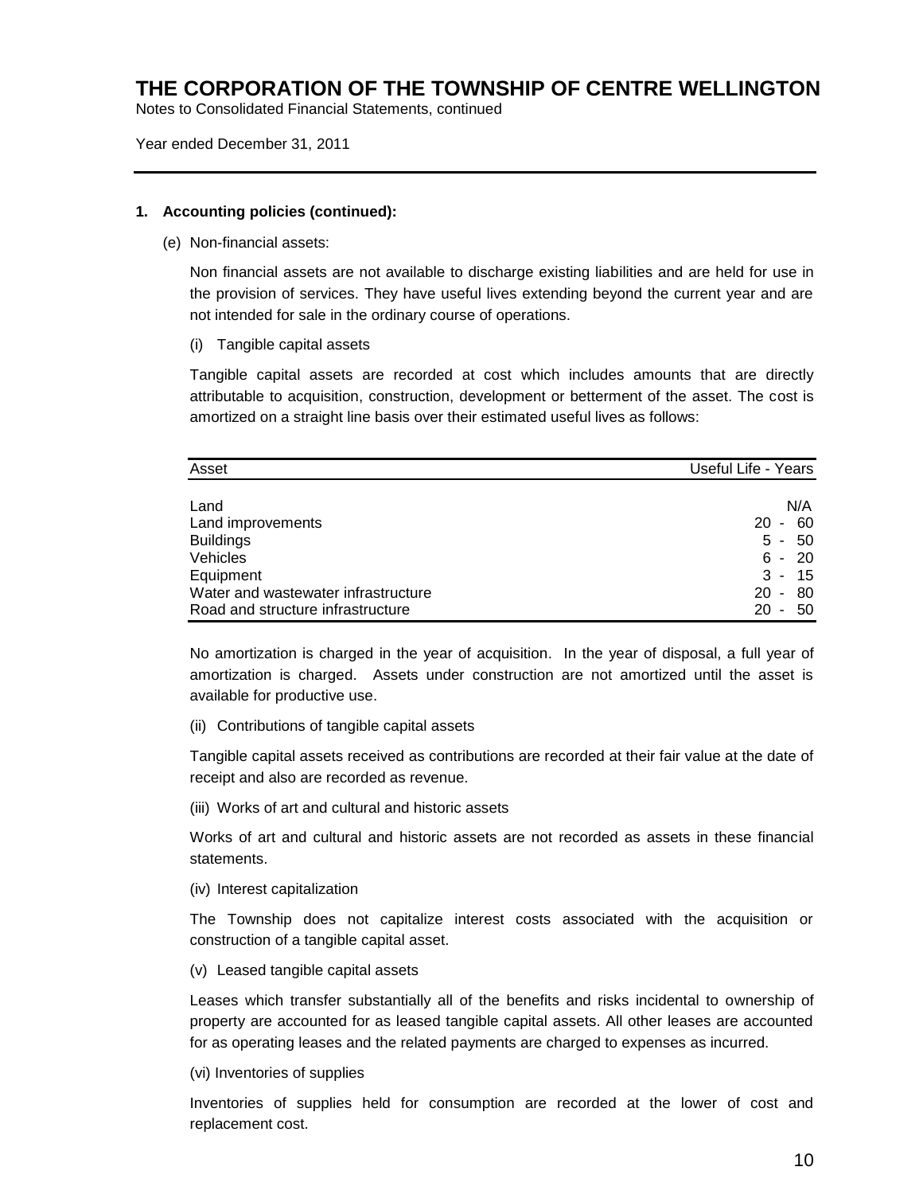# THE CORPORATION OF THE TOWNSHIP OF CENTRE WELLINGTON

Notes to Consolidated Financial Statements, continued

Year ended December 31, 2011

---

## 1. Accounting policies (continued):

(e) Non-financial assets:

Non financial assets are not available to discharge existing liabilities and are held for use in the provision of services. They have useful lives extending beyond the current year and are not intended for sale in the ordinary course of operations.

(i) Tangible capital assets

Tangible capital assets are recorded at cost which includes amounts that are directly attributable to acquisition, construction, development or betterment of the asset. The cost is amortized on a straight line basis over their estimated useful lives as follows:

| Asset | Useful Life - Years |
|---|---|
| Land | N/A |
| Land improvements | 20 - 60 |
| Buildings | 5 - 50 |
| Vehicles | 6 - 20 |
| Equipment | 3 - 15 |
| Water and wastewater infrastructure | 20 - 80 |
| Road and structure infrastructure | 20 - 50 |

No amortization is charged in the year of acquisition. In the year of disposal, a full year of amortization is charged. Assets under construction are not amortized until the asset is available for productive use.

(ii) Contributions of tangible capital assets

Tangible capital assets received as contributions are recorded at their fair value at the date of receipt and also are recorded as revenue.

(iii) Works of art and cultural and historic assets

Works of art and cultural and historic assets are not recorded as assets in these financial statements.

(iv) Interest capitalization

The Township does not capitalize interest costs associated with the acquisition or construction of a tangible capital asset.

(v) Leased tangible capital assets

Leases which transfer substantially all of the benefits and risks incidental to ownership of property are accounted for as leased tangible capital assets. All other leases are accounted for as operating leases and the related payments are charged to expenses as incurred.

(vi) Inventories of supplies

Inventories of supplies held for consumption are recorded at the lower of cost and replacement cost.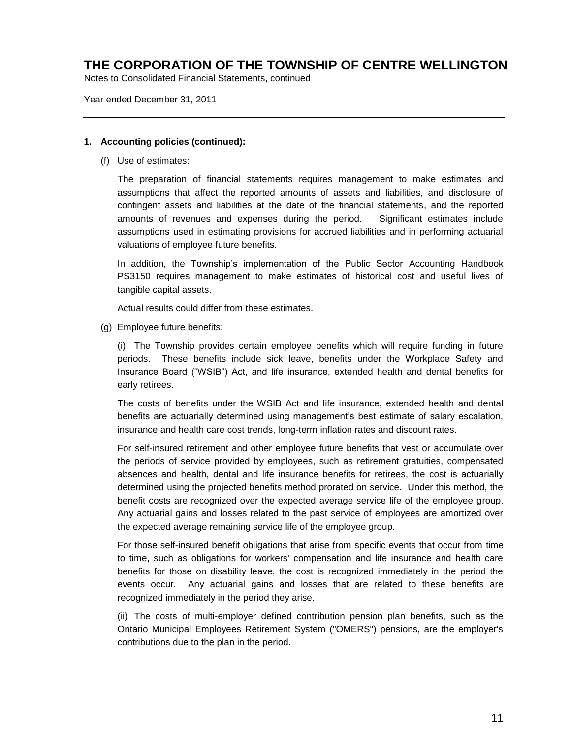# THE CORPORATION OF THE TOWNSHIP OF CENTRE WELLINGTON

Notes to Consolidated Financial Statements, continued

Year ended December 31, 2011

---

**1. Accounting policies (continued):**

(f) Use of estimates:

The preparation of financial statements requires management to make estimates and assumptions that affect the reported amounts of assets and liabilities, and disclosure of contingent assets and liabilities at the date of the financial statements, and the reported amounts of revenues and expenses during the period. Significant estimates include assumptions used in estimating provisions for accrued liabilities and in performing actuarial valuations of employee future benefits.

In addition, the Township's implementation of the Public Sector Accounting Handbook PS3150 requires management to make estimates of historical cost and useful lives of tangible capital assets.

Actual results could differ from these estimates.

(g) Employee future benefits:

(i) The Township provides certain employee benefits which will require funding in future periods. These benefits include sick leave, benefits under the Workplace Safety and Insurance Board ("WSIB") Act, and life insurance, extended health and dental benefits for early retirees.

The costs of benefits under the WSIB Act and life insurance, extended health and dental benefits are actuarially determined using management's best estimate of salary escalation, insurance and health care cost trends, long-term inflation rates and discount rates.

For self-insured retirement and other employee future benefits that vest or accumulate over the periods of service provided by employees, such as retirement gratuities, compensated absences and health, dental and life insurance benefits for retirees, the cost is actuarially determined using the projected benefits method prorated on service. Under this method, the benefit costs are recognized over the expected average service life of the employee group. Any actuarial gains and losses related to the past service of employees are amortized over the expected average remaining service life of the employee group.

For those self-insured benefit obligations that arise from specific events that occur from time to time, such as obligations for workers' compensation and life insurance and health care benefits for those on disability leave, the cost is recognized immediately in the period the events occur. Any actuarial gains and losses that are related to these benefits are recognized immediately in the period they arise.

(ii) The costs of multi-employer defined contribution pension plan benefits, such as the Ontario Municipal Employees Retirement System ("OMERS") pensions, are the employer's contributions due to the plan in the period.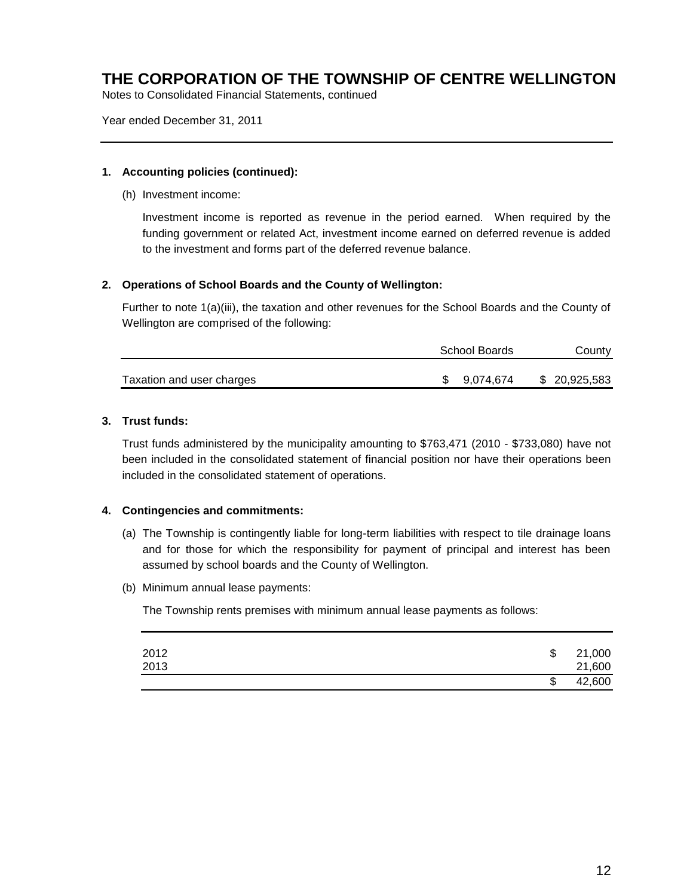# THE CORPORATION OF THE TOWNSHIP OF CENTRE WELLINGTON

Notes to Consolidated Financial Statements, continued

Year ended December 31, 2011

---

**1. Accounting policies (continued):**

(h) Investment income:

Investment income is reported as revenue in the period earned. When required by the funding government or related Act, investment income earned on deferred revenue is added to the investment and forms part of the deferred revenue balance.

**2. Operations of School Boards and the County of Wellington:**

Further to note 1(a)(iii), the taxation and other revenues for the School Boards and the County of Wellington are comprised of the following:

| | School Boards | County |
|---|---|---|
| Taxation and user charges | $ 9,074,674 | $ 20,925,583 |

**3. Trust funds:**

Trust funds administered by the municipality amounting to $763,471 (2010 - $733,080) have not been included in the consolidated statement of financial position nor have their operations been included in the consolidated statement of operations.

**4. Contingencies and commitments:**

(a) The Township is contingently liable for long-term liabilities with respect to tile drainage loans and for those for which the responsibility for payment of principal and interest has been assumed by school boards and the County of Wellington.

(b) Minimum annual lease payments:

The Township rents premises with minimum annual lease payments as follows:

| | |
|---|---|
| 2012 | $ 21,000 |
| 2013 | 21,600 |
| | $ 42,600 |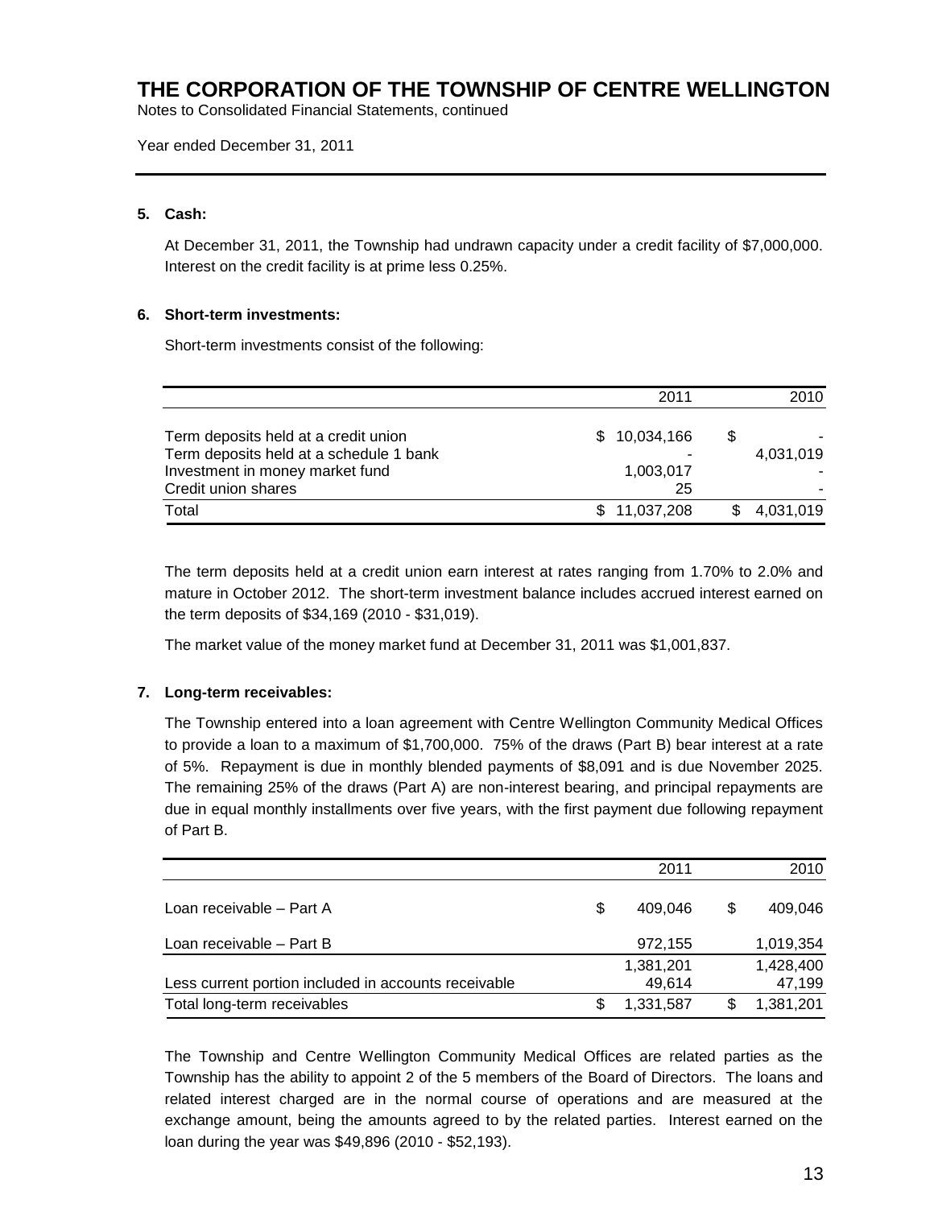# THE CORPORATION OF THE TOWNSHIP OF CENTRE WELLINGTON

Notes to Consolidated Financial Statements, continued

Year ended December 31, 2011

---

**5. Cash:**

At December 31, 2011, the Township had undrawn capacity under a credit facility of $7,000,000. Interest on the credit facility is at prime less 0.25%.

**6. Short-term investments:**

Short-term investments consist of the following:

| | 2011 | 2010 |
|---|---|---|
| Term deposits held at a credit union | $ 10,034,166 | $ - |
| Term deposits held at a schedule 1 bank | - | 4,031,019 |
| Investment in money market fund | 1,003,017 | - |
| Credit union shares | 25 | - |
| Total | $ 11,037,208 | $ 4,031,019 |

The term deposits held at a credit union earn interest at rates ranging from 1.70% to 2.0% and mature in October 2012. The short-term investment balance includes accrued interest earned on the term deposits of $34,169 (2010 - $31,019).

The market value of the money market fund at December 31, 2011 was $1,001,837.

**7. Long-term receivables:**

The Township entered into a loan agreement with Centre Wellington Community Medical Offices to provide a loan to a maximum of $1,700,000. 75% of the draws (Part B) bear interest at a rate of 5%. Repayment is due in monthly blended payments of $8,091 and is due November 2025. The remaining 25% of the draws (Part A) are non-interest bearing, and principal repayments are due in equal monthly installments over five years, with the first payment due following repayment of Part B.

| | 2011 | 2010 |
|---|---|---|
| Loan receivable – Part A | $ 409,046 | $ 409,046 |
| Loan receivable – Part B | 972,155 | 1,019,354 |
| | 1,381,201 | 1,428,400 |
| Less current portion included in accounts receivable | 49,614 | 47,199 |
| Total long-term receivables | $ 1,331,587 | $ 1,381,201 |

The Township and Centre Wellington Community Medical Offices are related parties as the Township has the ability to appoint 2 of the 5 members of the Board of Directors. The loans and related interest charged are in the normal course of operations and are measured at the exchange amount, being the amounts agreed to by the related parties. Interest earned on the loan during the year was $49,896 (2010 - $52,193).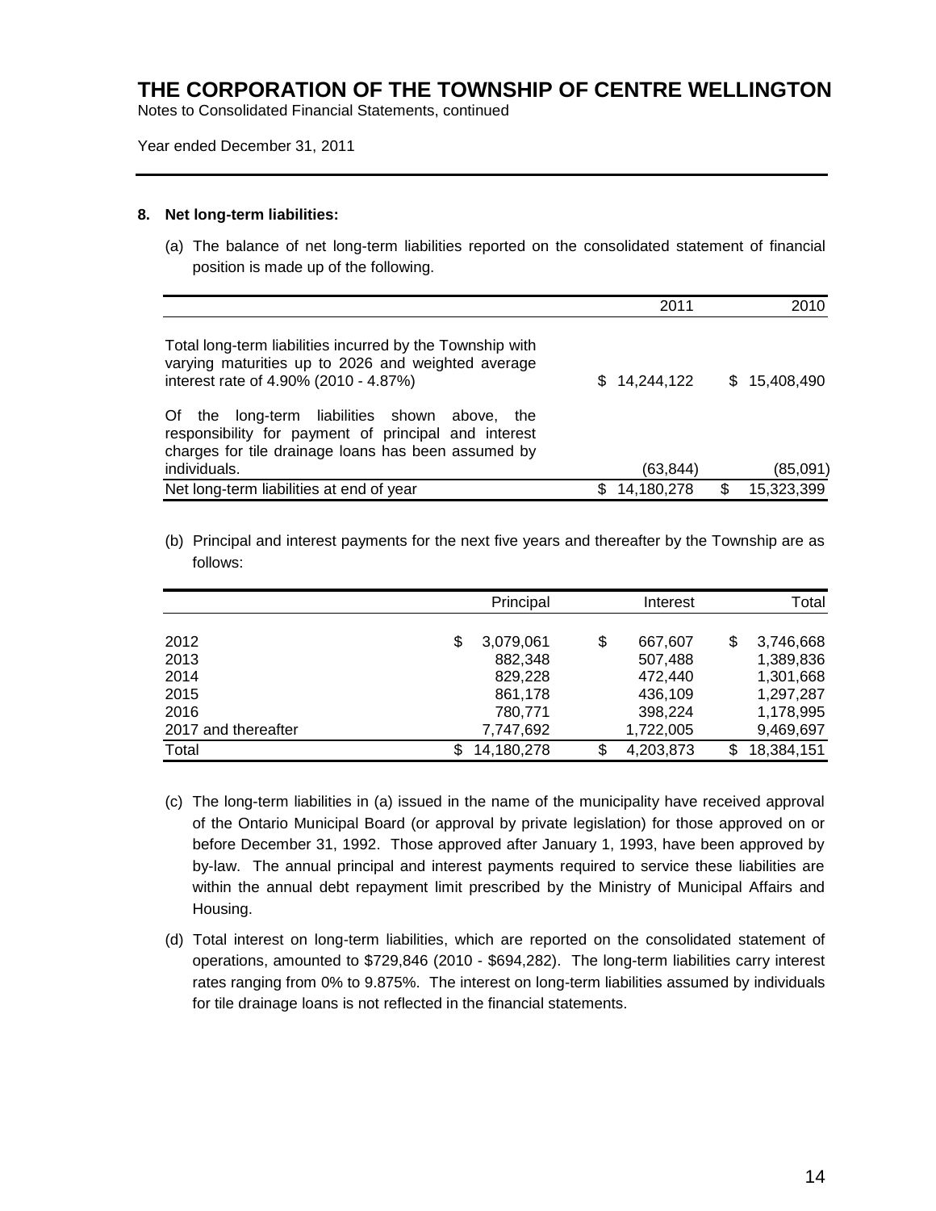# THE CORPORATION OF THE TOWNSHIP OF CENTRE WELLINGTON

Notes to Consolidated Financial Statements, continued

Year ended December 31, 2011

## 8. Net long-term liabilities:

(a) The balance of net long-term liabilities reported on the consolidated statement of financial position is made up of the following.

| | 2011 | 2010 |
|---|---|---|
| Total long-term liabilities incurred by the Township with varying maturities up to 2026 and weighted average interest rate of 4.90% (2010 - 4.87%) | $ 14,244,122 | $ 15,408,490 |
| Of the long-term liabilities shown above, the responsibility for payment of principal and interest charges for tile drainage loans has been assumed by individuals. | (63,844) | (85,091) |
| Net long-term liabilities at end of year | $ 14,180,278 | $ 15,323,399 |

(b) Principal and interest payments for the next five years and thereafter by the Township are as follows:

| | Principal | Interest | Total |
|---|---|---|---|
| 2012 | $ 3,079,061 | $ 667,607 | $ 3,746,668 |
| 2013 | 882,348 | 507,488 | 1,389,836 |
| 2014 | 829,228 | 472,440 | 1,301,668 |
| 2015 | 861,178 | 436,109 | 1,297,287 |
| 2016 | 780,771 | 398,224 | 1,178,995 |
| 2017 and thereafter | 7,747,692 | 1,722,005 | 9,469,697 |
| Total | $ 14,180,278 | $ 4,203,873 | $ 18,384,151 |

(c) The long-term liabilities in (a) issued in the name of the municipality have received approval of the Ontario Municipal Board (or approval by private legislation) for those approved on or before December 31, 1992. Those approved after January 1, 1993, have been approved by by-law. The annual principal and interest payments required to service these liabilities are within the annual debt repayment limit prescribed by the Ministry of Municipal Affairs and Housing.

(d) Total interest on long-term liabilities, which are reported on the consolidated statement of operations, amounted to $729,846 (2010 - $694,282). The long-term liabilities carry interest rates ranging from 0% to 9.875%. The interest on long-term liabilities assumed by individuals for tile drainage loans is not reflected in the financial statements.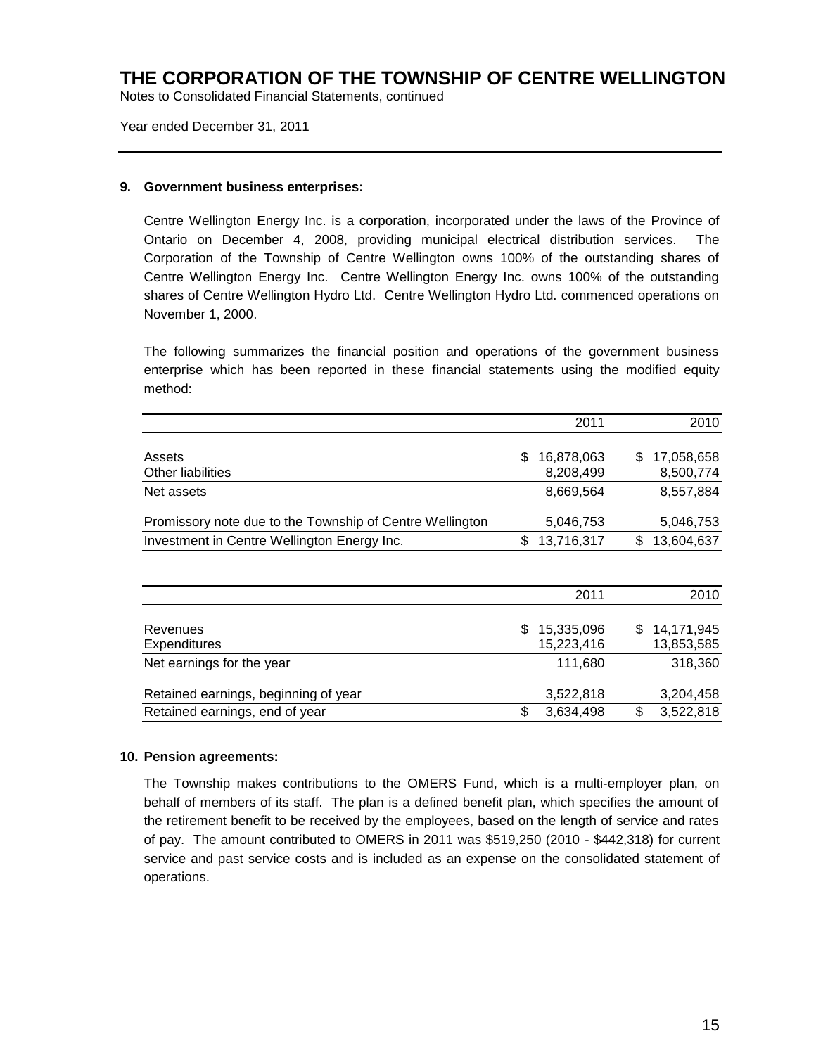# THE CORPORATION OF THE TOWNSHIP OF CENTRE WELLINGTON

Notes to Consolidated Financial Statements, continued

Year ended December 31, 2011

## 9. Government business enterprises:

Centre Wellington Energy Inc. is a corporation, incorporated under the laws of the Province of Ontario on December 4, 2008, providing municipal electrical distribution services. The Corporation of the Township of Centre Wellington owns 100% of the outstanding shares of Centre Wellington Energy Inc. Centre Wellington Energy Inc. owns 100% of the outstanding shares of Centre Wellington Hydro Ltd. Centre Wellington Hydro Ltd. commenced operations on November 1, 2000.

The following summarizes the financial position and operations of the government business enterprise which has been reported in these financial statements using the modified equity method:

| | 2011 | 2010 |
|---|---|---|
| Assets | $ 16,878,063 | $ 17,058,658 |
| Other liabilities | 8,208,499 | 8,500,774 |
| Net assets | 8,669,564 | 8,557,884 |
| Promissory note due to the Township of Centre Wellington | 5,046,753 | 5,046,753 |
| Investment in Centre Wellington Energy Inc. | $ 13,716,317 | $ 13,604,637 |

| | 2011 | 2010 |
|---|---|---|
| Revenues | $ 15,335,096 | $ 14,171,945 |
| Expenditures | 15,223,416 | 13,853,585 |
| Net earnings for the year | 111,680 | 318,360 |
| Retained earnings, beginning of year | 3,522,818 | 3,204,458 |
| Retained earnings, end of year | $ 3,634,498 | $ 3,522,818 |

## 10. Pension agreements:

The Township makes contributions to the OMERS Fund, which is a multi-employer plan, on behalf of members of its staff. The plan is a defined benefit plan, which specifies the amount of the retirement benefit to be received by the employees, based on the length of service and rates of pay. The amount contributed to OMERS in 2011 was $519,250 (2010 - $442,318) for current service and past service costs and is included as an expense on the consolidated statement of operations.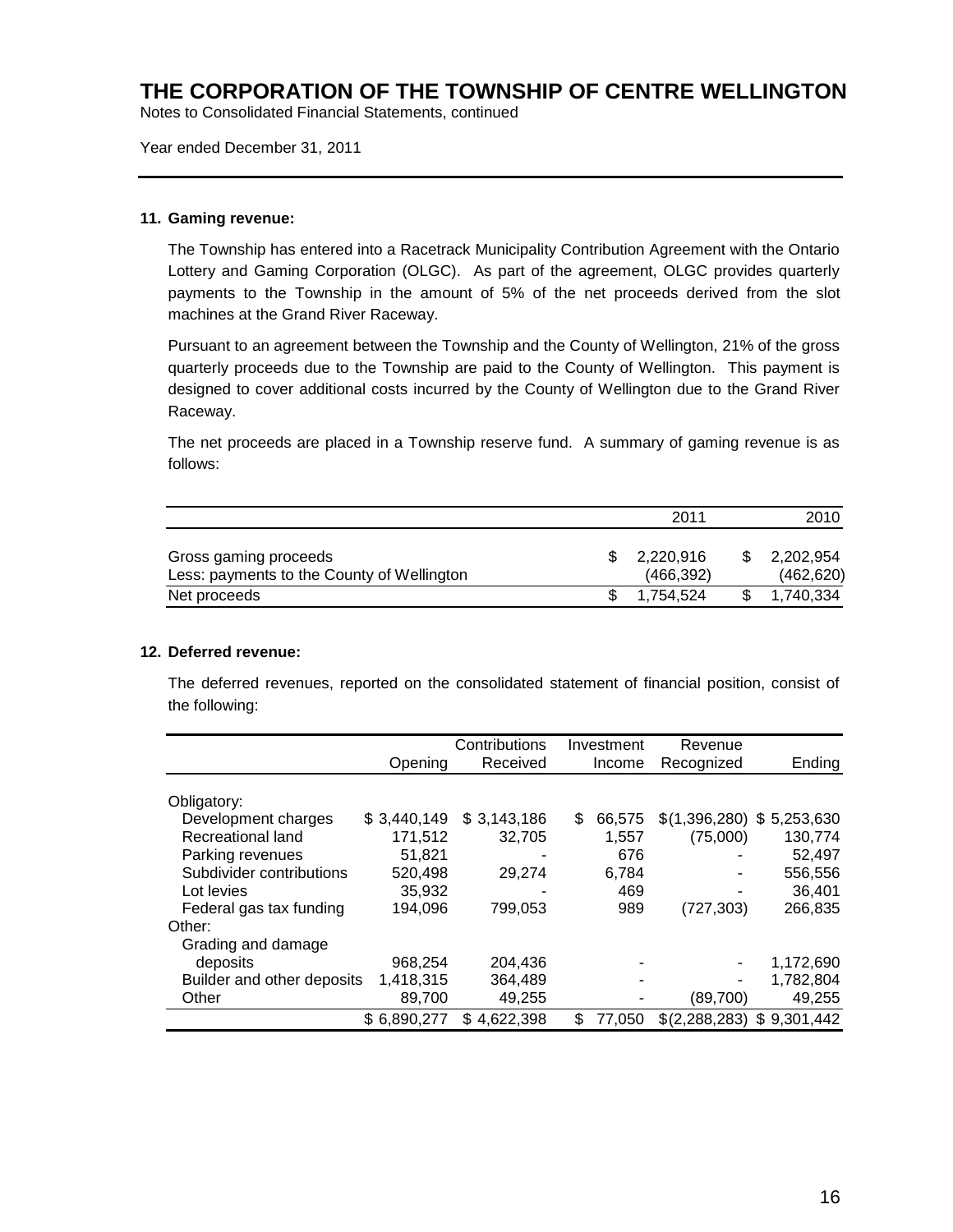# THE CORPORATION OF THE TOWNSHIP OF CENTRE WELLINGTON

Notes to Consolidated Financial Statements, continued

Year ended December 31, 2011

### 11. Gaming revenue:

The Township has entered into a Racetrack Municipality Contribution Agreement with the Ontario Lottery and Gaming Corporation (OLGC). As part of the agreement, OLGC provides quarterly payments to the Township in the amount of 5% of the net proceeds derived from the slot machines at the Grand River Raceway.

Pursuant to an agreement between the Township and the County of Wellington, 21% of the gross quarterly proceeds due to the Township are paid to the County of Wellington. This payment is designed to cover additional costs incurred by the County of Wellington due to the Grand River Raceway.

The net proceeds are placed in a Township reserve fund. A summary of gaming revenue is as follows:

| | 2011 | 2010 |
|---|---|---|
| Gross gaming proceeds | $ 2,220,916 | $ 2,202,954 |
| Less: payments to the County of Wellington | (466,392) | (462,620) |
| Net proceeds | $ 1,754,524 | $ 1,740,334 |

### 12. Deferred revenue:

The deferred revenues, reported on the consolidated statement of financial position, consist of the following:

| | Opening | Contributions Received | Investment Income | Revenue Recognized | Ending |
|---|---|---|---|---|---|
| Obligatory: | | | | | |
| Development charges | $ 3,440,149 | $ 3,143,186 | $ 66,575 | $(1,396,280) | $ 5,253,630 |
| Recreational land | 171,512 | 32,705 | 1,557 | (75,000) | 130,774 |
| Parking revenues | 51,821 | - | 676 | - | 52,497 |
| Subdivider contributions | 520,498 | 29,274 | 6,784 | - | 556,556 |
| Lot levies | 35,932 | - | 469 | - | 36,401 |
| Federal gas tax funding | 194,096 | 799,053 | 989 | (727,303) | 266,835 |
| Other: | | | | | |
| Grading and damage deposits | 968,254 | 204,436 | - | - | 1,172,690 |
| Builder and other deposits | 1,418,315 | 364,489 | - | - | 1,782,804 |
| Other | 89,700 | 49,255 | - | (89,700) | 49,255 |
| | $ 6,890,277 | $ 4,622,398 | $ 77,050 | $(2,288,283) | $ 9,301,442 |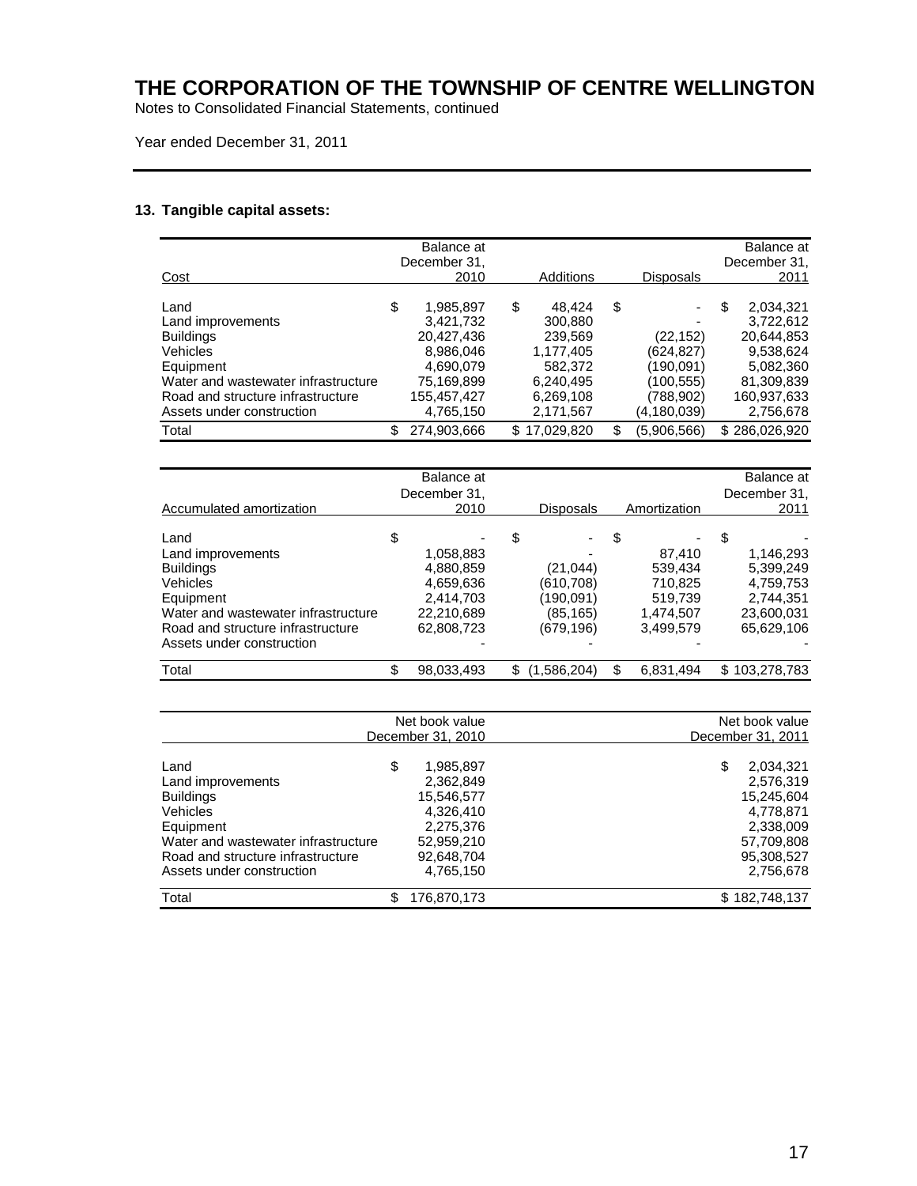# THE CORPORATION OF THE TOWNSHIP OF CENTRE WELLINGTON

Notes to Consolidated Financial Statements, continued

Year ended December 31, 2011

## 13. Tangible capital assets:

| Cost | Balance at December 31, 2010 | Additions | Disposals | Balance at December 31, 2011 |
|---|---|---|---|---|
| Land | $ 1,985,897 | $ 48,424 | $ - | $ 2,034,321 |
| Land improvements | 3,421,732 | 300,880 | - | 3,722,612 |
| Buildings | 20,427,436 | 239,569 | (22,152) | 20,644,853 |
| Vehicles | 8,986,046 | 1,177,405 | (624,827) | 9,538,624 |
| Equipment | 4,690,079 | 582,372 | (190,091) | 5,082,360 |
| Water and wastewater infrastructure | 75,169,899 | 6,240,495 | (100,555) | 81,309,839 |
| Road and structure infrastructure | 155,457,427 | 6,269,108 | (788,902) | 160,937,633 |
| Assets under construction | 4,765,150 | 2,171,567 | (4,180,039) | 2,756,678 |
| Total | $ 274,903,666 | $ 17,029,820 | $ (5,906,566) | $ 286,026,920 |

| Accumulated amortization | Balance at December 31, 2010 | Disposals | Amortization | Balance at December 31, 2011 |
|---|---|---|---|---|
| Land | $ - | $ - | $ - | $ - |
| Land improvements | 1,058,883 | - | 87,410 | 1,146,293 |
| Buildings | 4,880,859 | (21,044) | 539,434 | 5,399,249 |
| Vehicles | 4,659,636 | (610,708) | 710,825 | 4,759,753 |
| Equipment | 2,414,703 | (190,091) | 519,739 | 2,744,351 |
| Water and wastewater infrastructure | 22,210,689 | (85,165) | 1,474,507 | 23,600,031 |
| Road and structure infrastructure | 62,808,723 | (679,196) | 3,499,579 | 65,629,106 |
| Assets under construction | - | - | - | - |
| Total | $ 98,033,493 | $ (1,586,204) | $ 6,831,494 | $ 103,278,783 |

| | Net book value December 31, 2010 | Net book value December 31, 2011 |
|---|---|---|
| Land | $ 1,985,897 | $ 2,034,321 |
| Land improvements | 2,362,849 | 2,576,319 |
| Buildings | 15,546,577 | 15,245,604 |
| Vehicles | 4,326,410 | 4,778,871 |
| Equipment | 2,275,376 | 2,338,009 |
| Water and wastewater infrastructure | 52,959,210 | 57,709,808 |
| Road and structure infrastructure | 92,648,704 | 95,308,527 |
| Assets under construction | 4,765,150 | 2,756,678 |
| Total | $ 176,870,173 | $ 182,748,137 |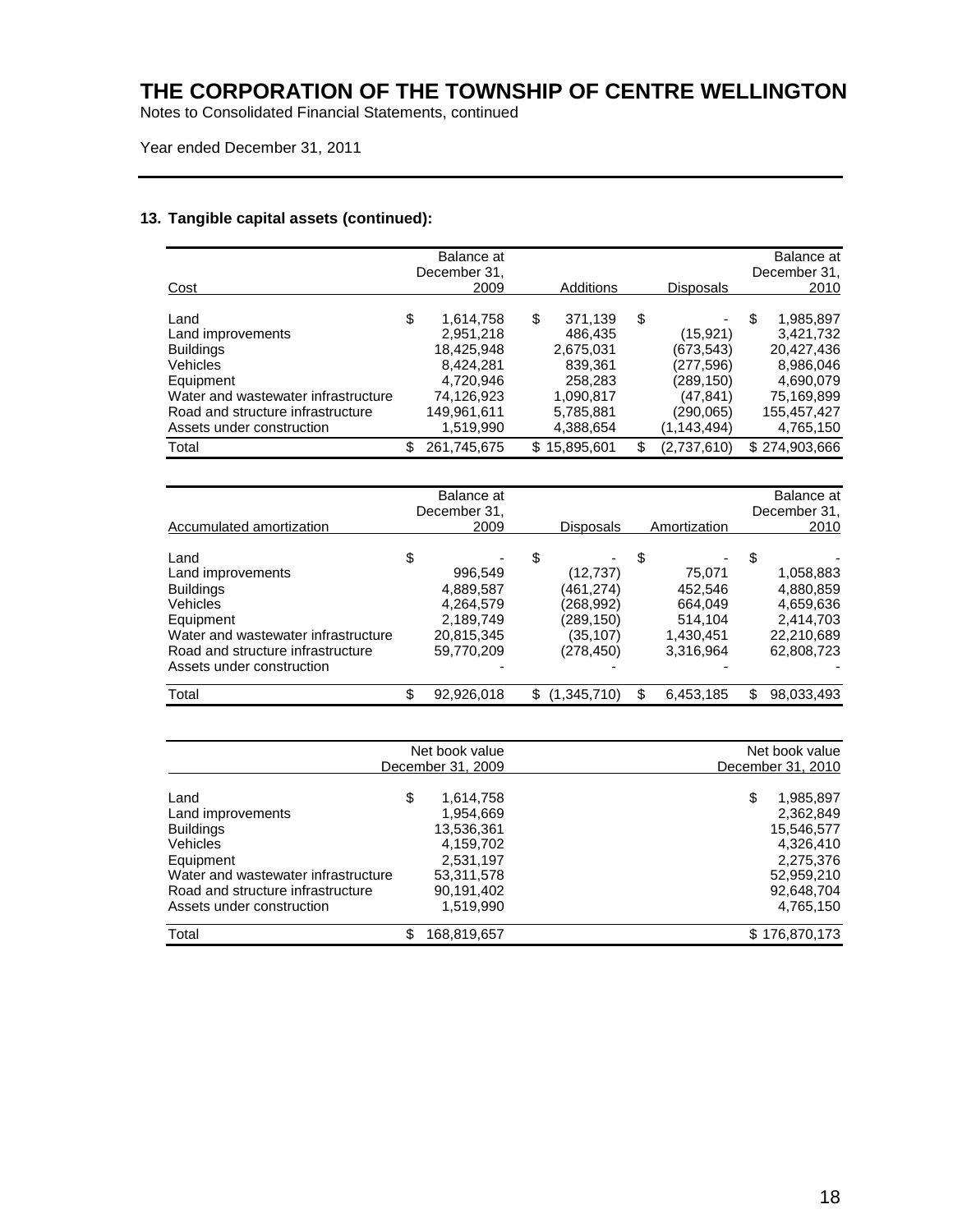# THE CORPORATION OF THE TOWNSHIP OF CENTRE WELLINGTON

Notes to Consolidated Financial Statements, continued

Year ended December 31, 2011

### 13. Tangible capital assets (continued):

| Cost | Balance at December 31, 2009 | Additions | Disposals | Balance at December 31, 2010 |
|---|---|---|---|---|
| Land | $ 1,614,758 | $ 371,139 | $ - | $ 1,985,897 |
| Land improvements | 2,951,218 | 486,435 | (15,921) | 3,421,732 |
| Buildings | 18,425,948 | 2,675,031 | (673,543) | 20,427,436 |
| Vehicles | 8,424,281 | 839,361 | (277,596) | 8,986,046 |
| Equipment | 4,720,946 | 258,283 | (289,150) | 4,690,079 |
| Water and wastewater infrastructure | 74,126,923 | 1,090,817 | (47,841) | 75,169,899 |
| Road and structure infrastructure | 149,961,611 | 5,785,881 | (290,065) | 155,457,427 |
| Assets under construction | 1,519,990 | 4,388,654 | (1,143,494) | 4,765,150 |
| Total | $ 261,745,675 | $ 15,895,601 | $ (2,737,610) | $ 274,903,666 |

| Accumulated amortization | Balance at December 31, 2009 | Disposals | Amortization | Balance at December 31, 2010 |
|---|---|---|---|---|
| Land | $ - | $ - | $ - | $ - |
| Land improvements | 996,549 | (12,737) | 75,071 | 1,058,883 |
| Buildings | 4,889,587 | (461,274) | 452,546 | 4,880,859 |
| Vehicles | 4,264,579 | (268,992) | 664,049 | 4,659,636 |
| Equipment | 2,189,749 | (289,150) | 514,104 | 2,414,703 |
| Water and wastewater infrastructure | 20,815,345 | (35,107) | 1,430,451 | 22,210,689 |
| Road and structure infrastructure | 59,770,209 | (278,450) | 3,316,964 | 62,808,723 |
| Assets under construction | - | - | - | - |
| Total | $ 92,926,018 | $ (1,345,710) | $ 6,453,185 | $ 98,033,493 |

| | Net book value December 31, 2009 | Net book value December 31, 2010 |
|---|---|---|
| Land | $ 1,614,758 | $ 1,985,897 |
| Land improvements | 1,954,669 | 2,362,849 |
| Buildings | 13,536,361 | 15,546,577 |
| Vehicles | 4,159,702 | 4,326,410 |
| Equipment | 2,531,197 | 2,275,376 |
| Water and wastewater infrastructure | 53,311,578 | 52,959,210 |
| Road and structure infrastructure | 90,191,402 | 92,648,704 |
| Assets under construction | 1,519,990 | 4,765,150 |
| Total | $ 168,819,657 | $ 176,870,173 |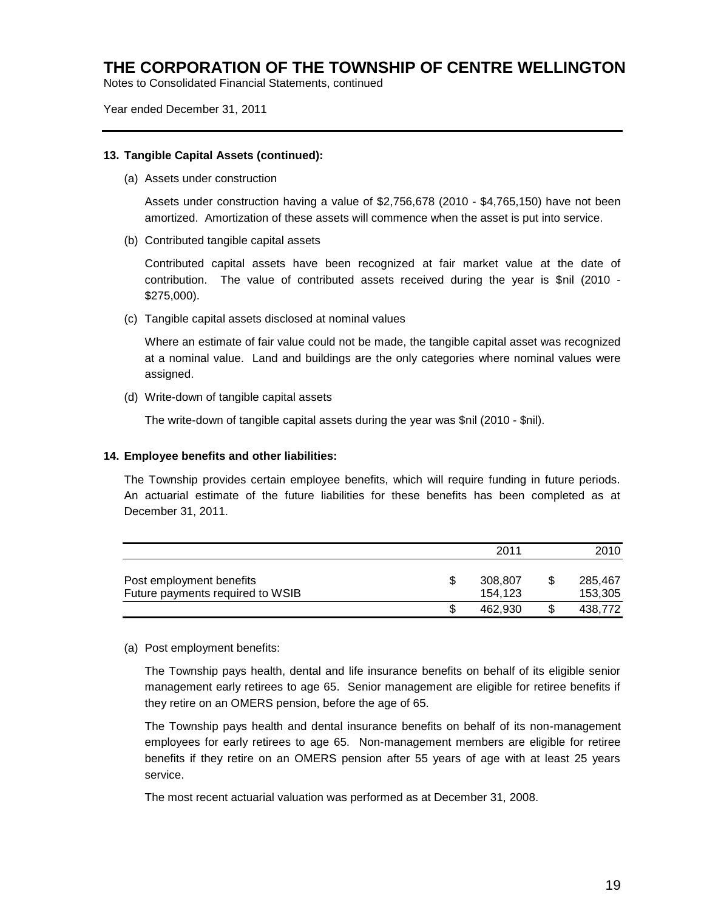# THE CORPORATION OF THE TOWNSHIP OF CENTRE WELLINGTON

Notes to Consolidated Financial Statements, continued

Year ended December 31, 2011

---

**13. Tangible Capital Assets (continued):**

(a) Assets under construction

Assets under construction having a value of $2,756,678 (2010 - $4,765,150) have not been amortized. Amortization of these assets will commence when the asset is put into service.

(b) Contributed tangible capital assets

Contributed capital assets have been recognized at fair market value at the date of contribution. The value of contributed assets received during the year is $nil (2010 - $275,000).

(c) Tangible capital assets disclosed at nominal values

Where an estimate of fair value could not be made, the tangible capital asset was recognized at a nominal value. Land and buildings are the only categories where nominal values were assigned.

(d) Write-down of tangible capital assets

The write-down of tangible capital assets during the year was $nil (2010 - $nil).

**14. Employee benefits and other liabilities:**

The Township provides certain employee benefits, which will require funding in future periods. An actuarial estimate of the future liabilities for these benefits has been completed as at December 31, 2011.

| | 2011 | 2010 |
|---|---|---|
| Post employment benefits | $ 308,807 | $ 285,467 |
| Future payments required to WSIB | 154,123 | 153,305 |
| | $ 462,930 | $ 438,772 |

(a) Post employment benefits:

The Township pays health, dental and life insurance benefits on behalf of its eligible senior management early retirees to age 65. Senior management are eligible for retiree benefits if they retire on an OMERS pension, before the age of 65.

The Township pays health and dental insurance benefits on behalf of its non-management employees for early retirees to age 65. Non-management members are eligible for retiree benefits if they retire on an OMERS pension after 55 years of age with at least 25 years service.

The most recent actuarial valuation was performed as at December 31, 2008.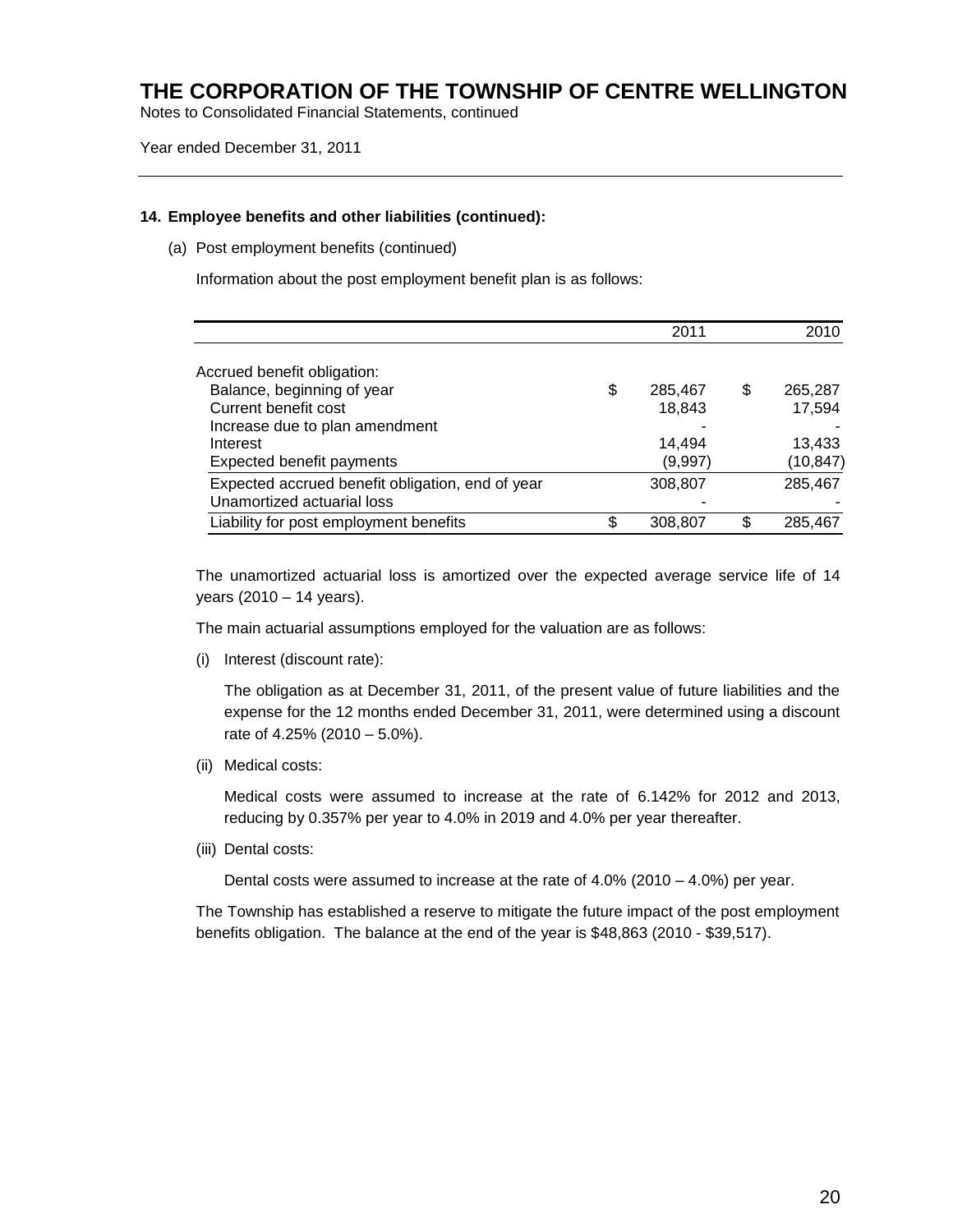# THE CORPORATION OF THE TOWNSHIP OF CENTRE WELLINGTON

Notes to Consolidated Financial Statements, continued

Year ended December 31, 2011

---

**14. Employee benefits and other liabilities (continued):**

(a) Post employment benefits (continued)

Information about the post employment benefit plan is as follows:

| | 2011 | 2010 |
|---|---|---|
| Accrued benefit obligation: | | |
| Balance, beginning of year | $ 285,467 | $ 265,287 |
| Current benefit cost | 18,843 | 17,594 |
| Increase due to plan amendment | - | - |
| Interest | 14,494 | 13,433 |
| Expected benefit payments | (9,997) | (10,847) |
| Expected accrued benefit obligation, end of year | 308,807 | 285,467 |
| Unamortized actuarial loss | - | - |
| Liability for post employment benefits | $ 308,807 | $ 285,467 |

The unamortized actuarial loss is amortized over the expected average service life of 14 years (2010 – 14 years).

The main actuarial assumptions employed for the valuation are as follows:

(i) Interest (discount rate):

The obligation as at December 31, 2011, of the present value of future liabilities and the expense for the 12 months ended December 31, 2011, were determined using a discount rate of 4.25% (2010 – 5.0%).

(ii) Medical costs:

Medical costs were assumed to increase at the rate of 6.142% for 2012 and 2013, reducing by 0.357% per year to 4.0% in 2019 and 4.0% per year thereafter.

(iii) Dental costs:

Dental costs were assumed to increase at the rate of 4.0% (2010 – 4.0%) per year.

The Township has established a reserve to mitigate the future impact of the post employment benefits obligation. The balance at the end of the year is $48,863 (2010 - $39,517).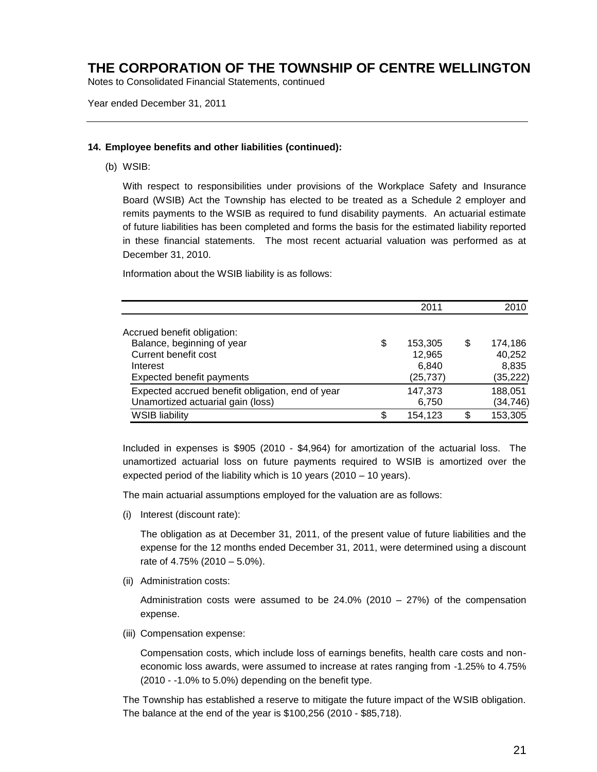# THE CORPORATION OF THE TOWNSHIP OF CENTRE WELLINGTON

Notes to Consolidated Financial Statements, continued

Year ended December 31, 2011

---

**14. Employee benefits and other liabilities (continued):**

(b) WSIB:

With respect to responsibilities under provisions of the Workplace Safety and Insurance Board (WSIB) Act the Township has elected to be treated as a Schedule 2 employer and remits payments to the WSIB as required to fund disability payments. An actuarial estimate of future liabilities has been completed and forms the basis for the estimated liability reported in these financial statements. The most recent actuarial valuation was performed as at December 31, 2010.

Information about the WSIB liability is as follows:

| | 2011 | 2010 |
|---|---|---|
| Accrued benefit obligation: | | |
| Balance, beginning of year | $ 153,305 | $ 174,186 |
| Current benefit cost | 12,965 | 40,252 |
| Interest | 6,840 | 8,835 |
| Expected benefit payments | (25,737) | (35,222) |
| Expected accrued benefit obligation, end of year | 147,373 | 188,051 |
| Unamortized actuarial gain (loss) | 6,750 | (34,746) |
| WSIB liability | $ 154,123 | $ 153,305 |

Included in expenses is $905 (2010 - $4,964) for amortization of the actuarial loss. The unamortized actuarial loss on future payments required to WSIB is amortized over the expected period of the liability which is 10 years (2010 – 10 years).

The main actuarial assumptions employed for the valuation are as follows:

(i) Interest (discount rate):

The obligation as at December 31, 2011, of the present value of future liabilities and the expense for the 12 months ended December 31, 2011, were determined using a discount rate of 4.75% (2010 – 5.0%).

(ii) Administration costs:

Administration costs were assumed to be 24.0% (2010 – 27%) of the compensation expense.

(iii) Compensation expense:

Compensation costs, which include loss of earnings benefits, health care costs and non-economic loss awards, were assumed to increase at rates ranging from -1.25% to 4.75% (2010 - -1.0% to 5.0%) depending on the benefit type.

The Township has established a reserve to mitigate the future impact of the WSIB obligation. The balance at the end of the year is $100,256 (2010 - $85,718).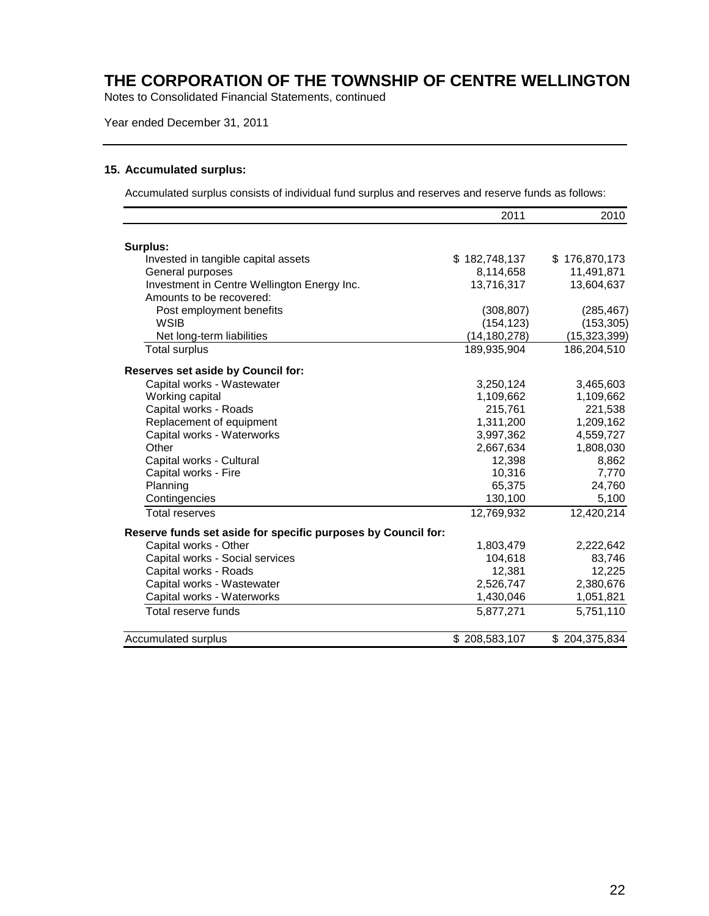# THE CORPORATION OF THE TOWNSHIP OF CENTRE WELLINGTON

Notes to Consolidated Financial Statements, continued

Year ended December 31, 2011

### 15. Accumulated surplus:

Accumulated surplus consists of individual fund surplus and reserves and reserve funds as follows:

| | 2011 | 2010 |
|---|---|---|
| **Surplus:** | | |
| Invested in tangible capital assets | $ 182,748,137 | $ 176,870,173 |
| General purposes | 8,114,658 | 11,491,871 |
| Investment in Centre Wellington Energy Inc. | 13,716,317 | 13,604,637 |
| Amounts to be recovered: | | |
| Post employment benefits | (308,807) | (285,467) |
| WSIB | (154,123) | (153,305) |
| Net long-term liabilities | (14,180,278) | (15,323,399) |
| Total surplus | 189,935,904 | 186,204,510 |
| **Reserves set aside by Council for:** | | |
| Capital works - Wastewater | 3,250,124 | 3,465,603 |
| Working capital | 1,109,662 | 1,109,662 |
| Capital works - Roads | 215,761 | 221,538 |
| Replacement of equipment | 1,311,200 | 1,209,162 |
| Capital works - Waterworks | 3,997,362 | 4,559,727 |
| Other | 2,667,634 | 1,808,030 |
| Capital works - Cultural | 12,398 | 8,862 |
| Capital works - Fire | 10,316 | 7,770 |
| Planning | 65,375 | 24,760 |
| Contingencies | 130,100 | 5,100 |
| Total reserves | 12,769,932 | 12,420,214 |
| **Reserve funds set aside for specific purposes by Council for:** | | |
| Capital works - Other | 1,803,479 | 2,222,642 |
| Capital works - Social services | 104,618 | 83,746 |
| Capital works - Roads | 12,381 | 12,225 |
| Capital works - Wastewater | 2,526,747 | 2,380,676 |
| Capital works - Waterworks | 1,430,046 | 1,051,821 |
| Total reserve funds | 5,877,271 | 5,751,110 |
| Accumulated surplus | $ 208,583,107 | $ 204,375,834 |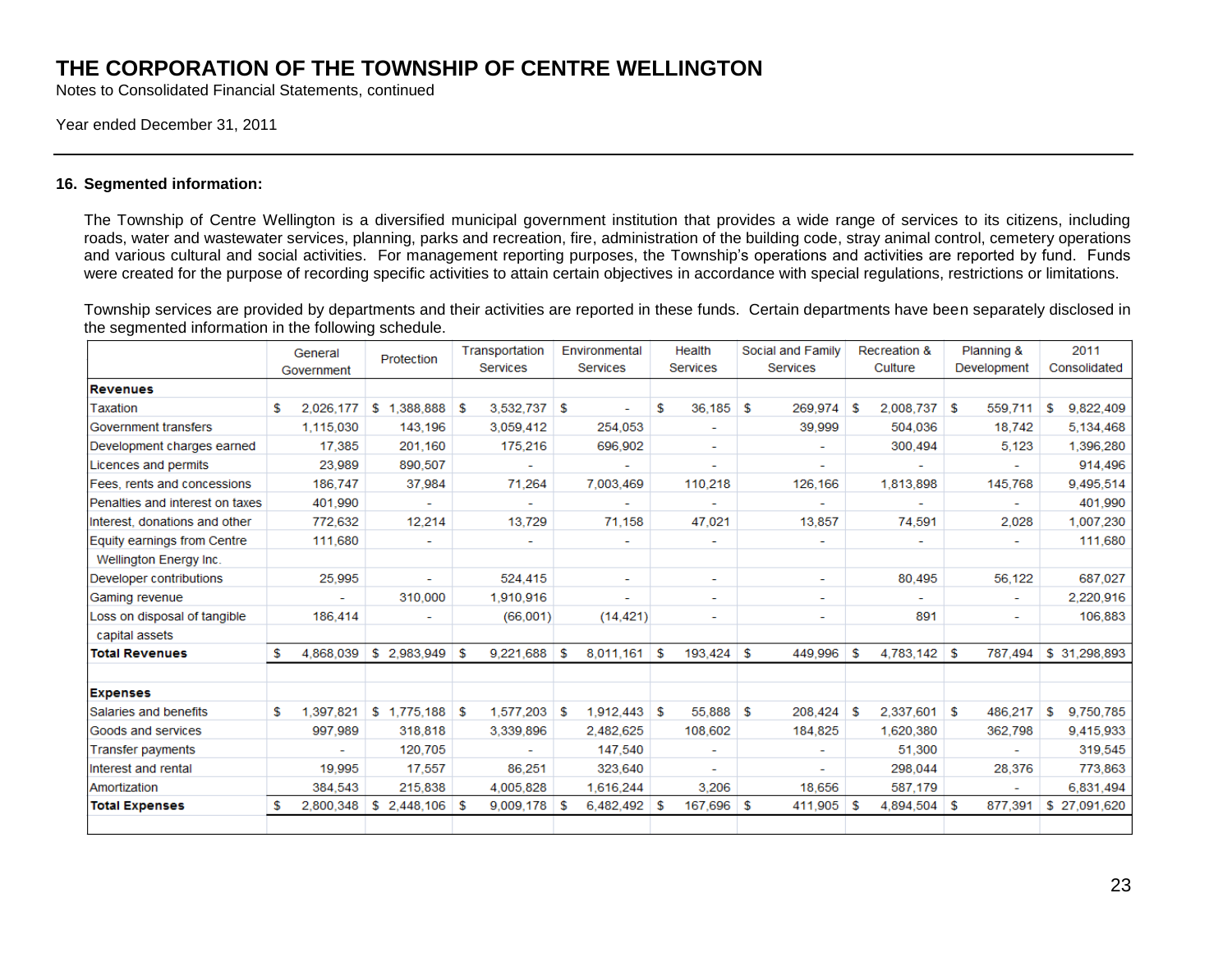# THE CORPORATION OF THE TOWNSHIP OF CENTRE WELLINGTON

Notes to Consolidated Financial Statements, continued

Year ended December 31, 2011

## 16. Segmented information:

The Township of Centre Wellington is a diversified municipal government institution that provides a wide range of services to its citizens, including roads, water and wastewater services, planning, parks and recreation, fire, administration of the building code, stray animal control, cemetery operations and various cultural and social activities. For management reporting purposes, the Township's operations and activities are reported by fund. Funds were created for the purpose of recording specific activities to attain certain objectives in accordance with special regulations, restrictions or limitations.

Township services are provided by departments and their activities are reported in these funds. Certain departments have been separately disclosed in the segmented information in the following schedule.

| | General Government | Protection | Transportation Services | Environmental Services | Health Services | Social and Family Services | Recreation & Culture | Planning & Development | 2011 Consolidated |
|---|---|---|---|---|---|---|---|---|---|
| **Revenues** | | | | | | | | | |
| Taxation | $ 2,026,177 | $ 1,388,888 | $ 3,532,737 | $ - | $ 36,185 | $ 269,974 | $ 2,008,737 | $ 559,711 | $ 9,822,409 |
| Government transfers | 1,115,030 | 143,196 | 3,059,412 | 254,053 | - | 39,999 | 504,036 | 18,742 | 5,134,468 |
| Development charges earned | 17,385 | 201,160 | 175,216 | 696,902 | - | - | 300,494 | 5,123 | 1,396,280 |
| Licences and permits | 23,989 | 890,507 | - | - | - | - | - | - | 914,496 |
| Fees, rents and concessions | 186,747 | 37,984 | 71,264 | 7,003,469 | 110,218 | 126,166 | 1,813,898 | 145,768 | 9,495,514 |
| Penalties and interest on taxes | 401,990 | - | - | - | - | - | - | - | 401,990 |
| Interest, donations and other | 772,632 | 12,214 | 13,729 | 71,158 | 47,021 | 13,857 | 74,591 | 2,028 | 1,007,230 |
| Equity earnings from Centre Wellington Energy Inc. | 111,680 | - | - | - | - | - | - | - | 111,680 |
| Developer contributions | 25,995 | - | 524,415 | - | - | - | 80,495 | 56,122 | 687,027 |
| Gaming revenue | - | 310,000 | 1,910,916 | - | - | - | - | - | 2,220,916 |
| Loss on disposal of tangible capital assets | 186,414 | - | (66,001) | (14,421) | - | - | 891 | - | 106,883 |
| **Total Revenues** | $ 4,868,039 | $ 2,983,949 | $ 9,221,688 | $ 8,011,161 | $ 193,424 | $ 449,996 | $ 4,783,142 | $ 787,494 | $ 31,298,893 |
| | | | | | | | | | |
| **Expenses** | | | | | | | | | |
| Salaries and benefits | $ 1,397,821 | $ 1,775,188 | $ 1,577,203 | $ 1,912,443 | $ 55,888 | $ 208,424 | $ 2,337,601 | $ 486,217 | $ 9,750,785 |
| Goods and services | 997,989 | 318,818 | 3,339,896 | 2,482,625 | 108,602 | 184,825 | 1,620,380 | 362,798 | 9,415,933 |
| Transfer payments | - | 120,705 | - | 147,540 | - | - | 51,300 | - | 319,545 |
| Interest and rental | 19,995 | 17,557 | 86,251 | 323,640 | - | - | 298,044 | 28,376 | 773,863 |
| Amortization | 384,543 | 215,838 | 4,005,828 | 1,616,244 | 3,206 | 18,656 | 587,179 | - | 6,831,494 |
| **Total Expenses** | $ 2,800,348 | $ 2,448,106 | $ 9,009,178 | $ 6,482,492 | $ 167,696 | $ 411,905 | $ 4,894,504 | $ 877,391 | $ 27,091,620 |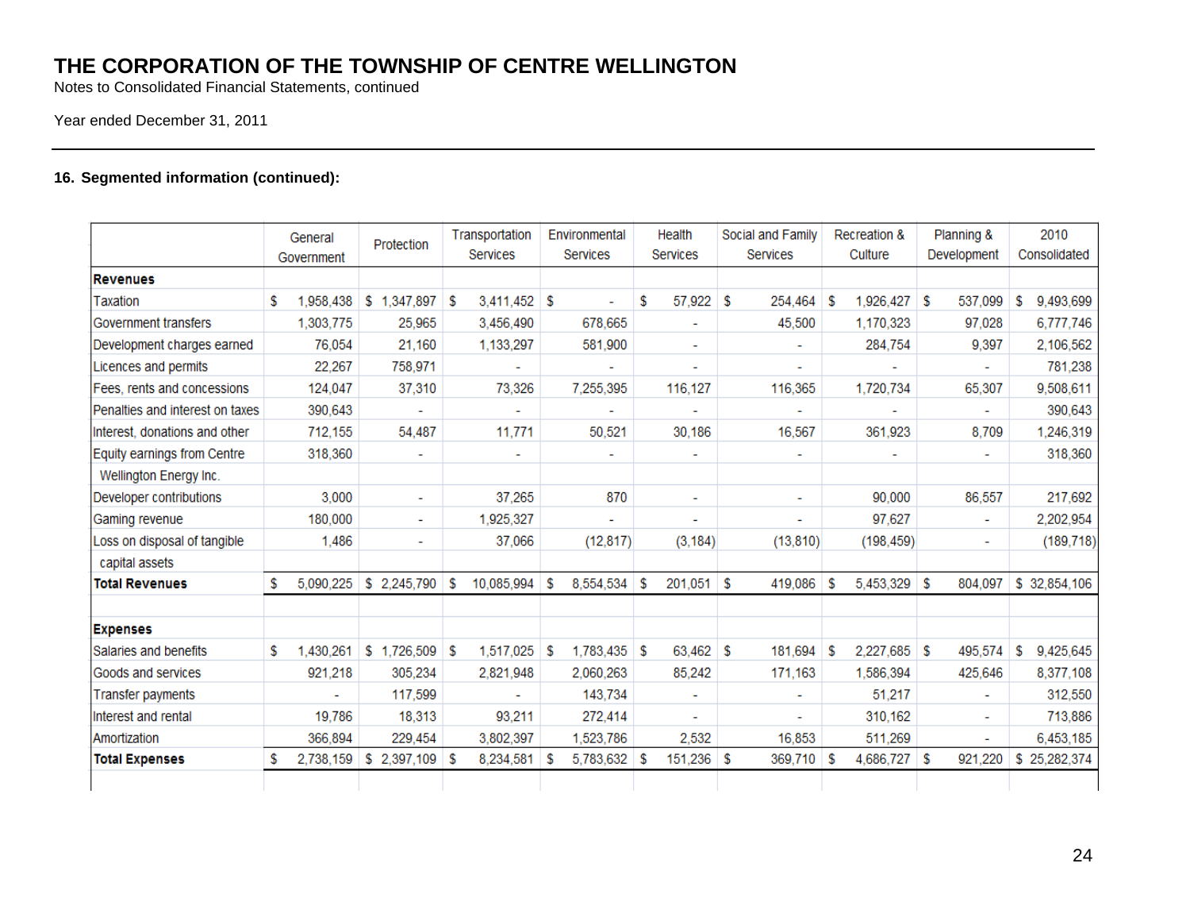# THE CORPORATION OF THE TOWNSHIP OF CENTRE WELLINGTON

Notes to Consolidated Financial Statements, continued

Year ended December 31, 2011

### 16. Segmented information (continued):

| | General Government | Protection | Transportation Services | Environmental Services | Health Services | Social and Family Services | Recreation & Culture | Planning & Development | 2010 Consolidated |
|---|---|---|---|---|---|---|---|---|---|
| **Revenues** | | | | | | | | | |
| Taxation | $ 1,958,438 | $ 1,347,897 | $ 3,411,452 | $ - | $ 57,922 | $ 254,464 | $ 1,926,427 | $ 537,099 | $ 9,493,699 |
| Government transfers | 1,303,775 | 25,965 | 3,456,490 | 678,665 | - | 45,500 | 1,170,323 | 97,028 | 6,777,746 |
| Development charges earned | 76,054 | 21,160 | 1,133,297 | 581,900 | - | - | 284,754 | 9,397 | 2,106,562 |
| Licences and permits | 22,267 | 758,971 | - | - | - | - | - | - | 781,238 |
| Fees, rents and concessions | 124,047 | 37,310 | 73,326 | 7,255,395 | 116,127 | 116,365 | 1,720,734 | 65,307 | 9,508,611 |
| Penalties and interest on taxes | 390,643 | - | - | - | - | - | - | - | 390,643 |
| Interest, donations and other | 712,155 | 54,487 | 11,771 | 50,521 | 30,186 | 16,567 | 361,923 | 8,709 | 1,246,319 |
| Equity earnings from Centre Wellington Energy Inc. | 318,360 | - | - | - | - | - | - | - | 318,360 |
| Developer contributions | 3,000 | - | 37,265 | 870 | - | - | 90,000 | 86,557 | 217,692 |
| Gaming revenue | 180,000 | - | 1,925,327 | - | - | - | 97,627 | - | 2,202,954 |
| Loss on disposal of tangible capital assets | 1,486 | - | 37,066 | (12,817) | (3,184) | (13,810) | (198,459) | - | (189,718) |
| **Total Revenues** | $ 5,090,225 | $ 2,245,790 | $ 10,085,994 | $ 8,554,534 | $ 201,051 | $ 419,086 | $ 5,453,329 | $ 804,097 | $ 32,854,106 |
| | | | | | | | | | |
| **Expenses** | | | | | | | | | |
| Salaries and benefits | $ 1,430,261 | $ 1,726,509 | $ 1,517,025 | $ 1,783,435 | $ 63,462 | $ 181,694 | $ 2,227,685 | $ 495,574 | $ 9,425,645 |
| Goods and services | 921,218 | 305,234 | 2,821,948 | 2,060,263 | 85,242 | 171,163 | 1,586,394 | 425,646 | 8,377,108 |
| Transfer payments | - | 117,599 | - | 143,734 | - | - | 51,217 | - | 312,550 |
| Interest and rental | 19,786 | 18,313 | 93,211 | 272,414 | - | - | 310,162 | - | 713,886 |
| Amortization | 366,894 | 229,454 | 3,802,397 | 1,523,786 | 2,532 | 16,853 | 511,269 | - | 6,453,185 |
| **Total Expenses** | $ 2,738,159 | $ 2,397,109 | $ 8,234,581 | $ 5,783,632 | $ 151,236 | $ 369,710 | $ 4,686,727 | $ 921,220 | $ 25,282,374 |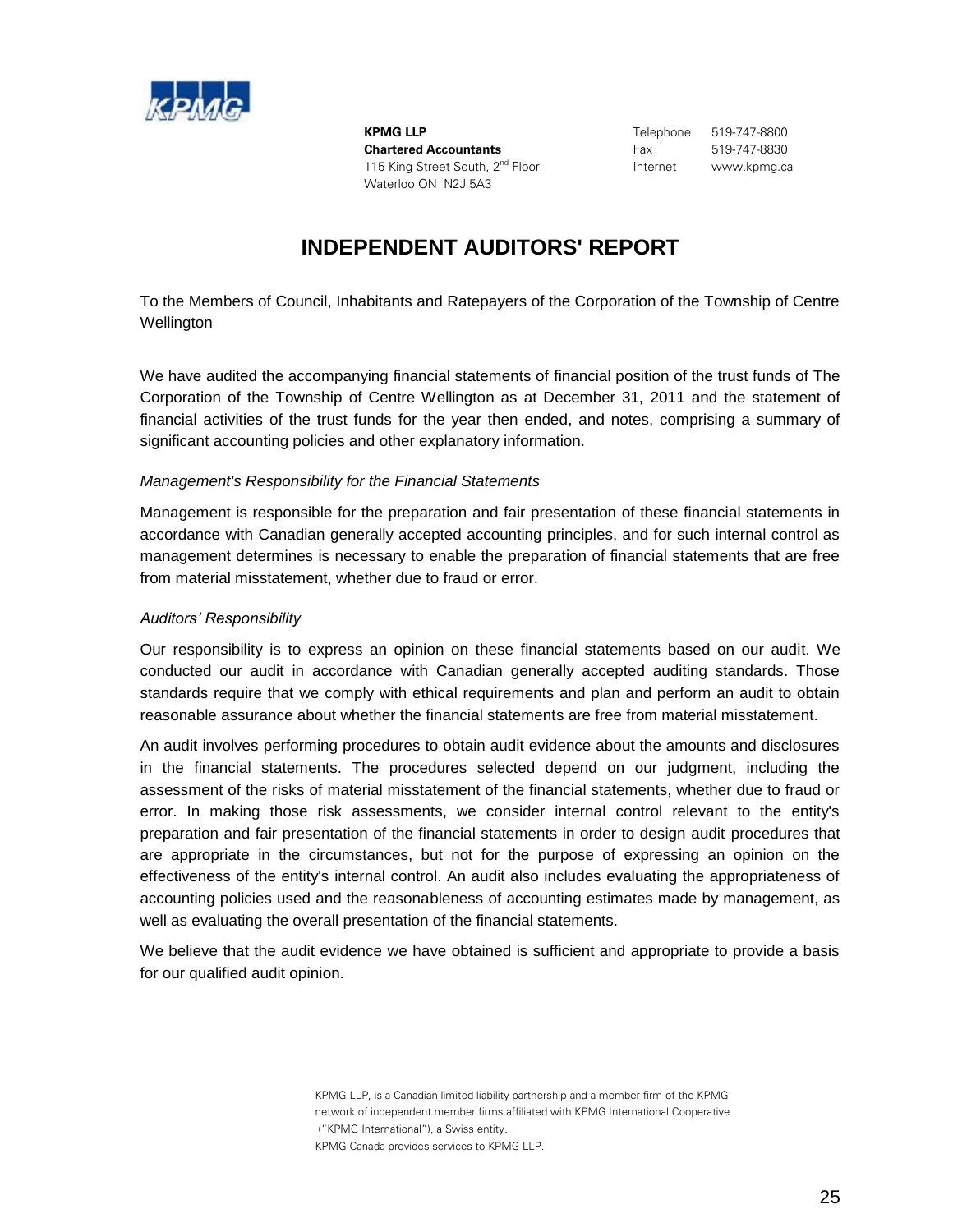**KPMG LLP**
**Chartered Accountants**
115 King Street South, 2nd Floor
Waterloo ON N2J 5A3

Telephone 519-747-8800
Fax 519-747-8830
Internet www.kpmg.ca

# INDEPENDENT AUDITORS' REPORT

To the Members of Council, Inhabitants and Ratepayers of the Corporation of the Township of Centre Wellington

We have audited the accompanying financial statements of financial position of the trust funds of The Corporation of the Township of Centre Wellington as at December 31, 2011 and the statement of financial activities of the trust funds for the year then ended, and notes, comprising a summary of significant accounting policies and other explanatory information.

*Management's Responsibility for the Financial Statements*

Management is responsible for the preparation and fair presentation of these financial statements in accordance with Canadian generally accepted accounting principles, and for such internal control as management determines is necessary to enable the preparation of financial statements that are free from material misstatement, whether due to fraud or error.

*Auditors' Responsibility*

Our responsibility is to express an opinion on these financial statements based on our audit. We conducted our audit in accordance with Canadian generally accepted auditing standards. Those standards require that we comply with ethical requirements and plan and perform an audit to obtain reasonable assurance about whether the financial statements are free from material misstatement.

An audit involves performing procedures to obtain audit evidence about the amounts and disclosures in the financial statements. The procedures selected depend on our judgment, including the assessment of the risks of material misstatement of the financial statements, whether due to fraud or error. In making those risk assessments, we consider internal control relevant to the entity's preparation and fair presentation of the financial statements in order to design audit procedures that are appropriate in the circumstances, but not for the purpose of expressing an opinion on the effectiveness of the entity's internal control. An audit also includes evaluating the appropriateness of accounting policies used and the reasonableness of accounting estimates made by management, as well as evaluating the overall presentation of the financial statements.

We believe that the audit evidence we have obtained is sufficient and appropriate to provide a basis for our qualified audit opinion.

KPMG LLP, is a Canadian limited liability partnership and a member firm of the KPMG network of independent member firms affiliated with KPMG International Cooperative ("KPMG International"), a Swiss entity.
KPMG Canada provides services to KPMG LLP.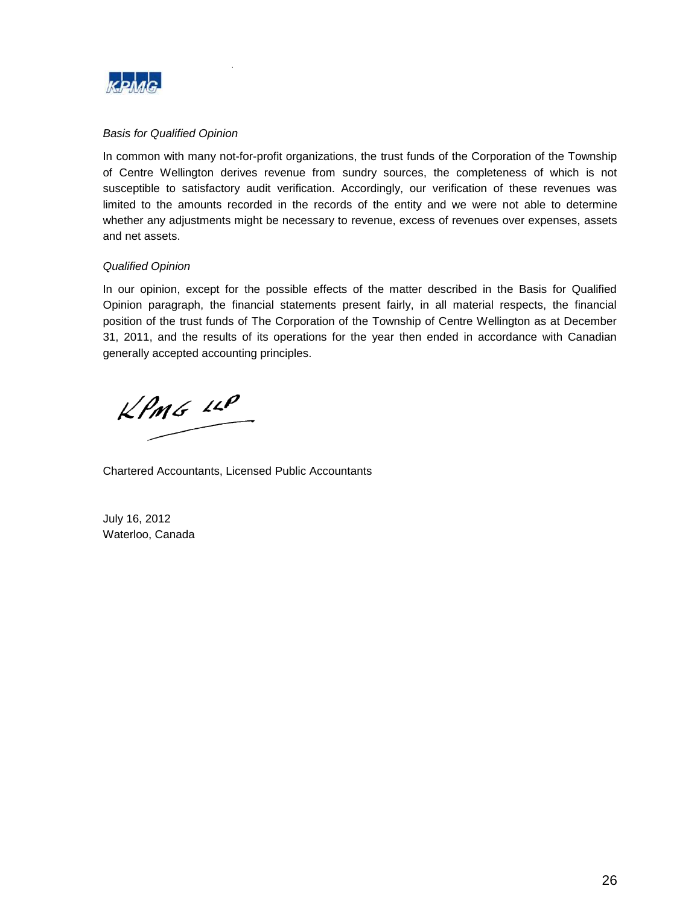*Basis for Qualified Opinion*

In common with many not-for-profit organizations, the trust funds of the Corporation of the Township of Centre Wellington derives revenue from sundry sources, the completeness of which is not susceptible to satisfactory audit verification. Accordingly, our verification of these revenues was limited to the amounts recorded in the records of the entity and we were not able to determine whether any adjustments might be necessary to revenue, excess of revenues over expenses, assets and net assets.

*Qualified Opinion*

In our opinion, except for the possible effects of the matter described in the Basis for Qualified Opinion paragraph, the financial statements present fairly, in all material respects, the financial position of the trust funds of The Corporation of the Township of Centre Wellington as at December 31, 2011, and the results of its operations for the year then ended in accordance with Canadian generally accepted accounting principles.

KPMG LLP

Chartered Accountants, Licensed Public Accountants

July 16, 2012
Waterloo, Canada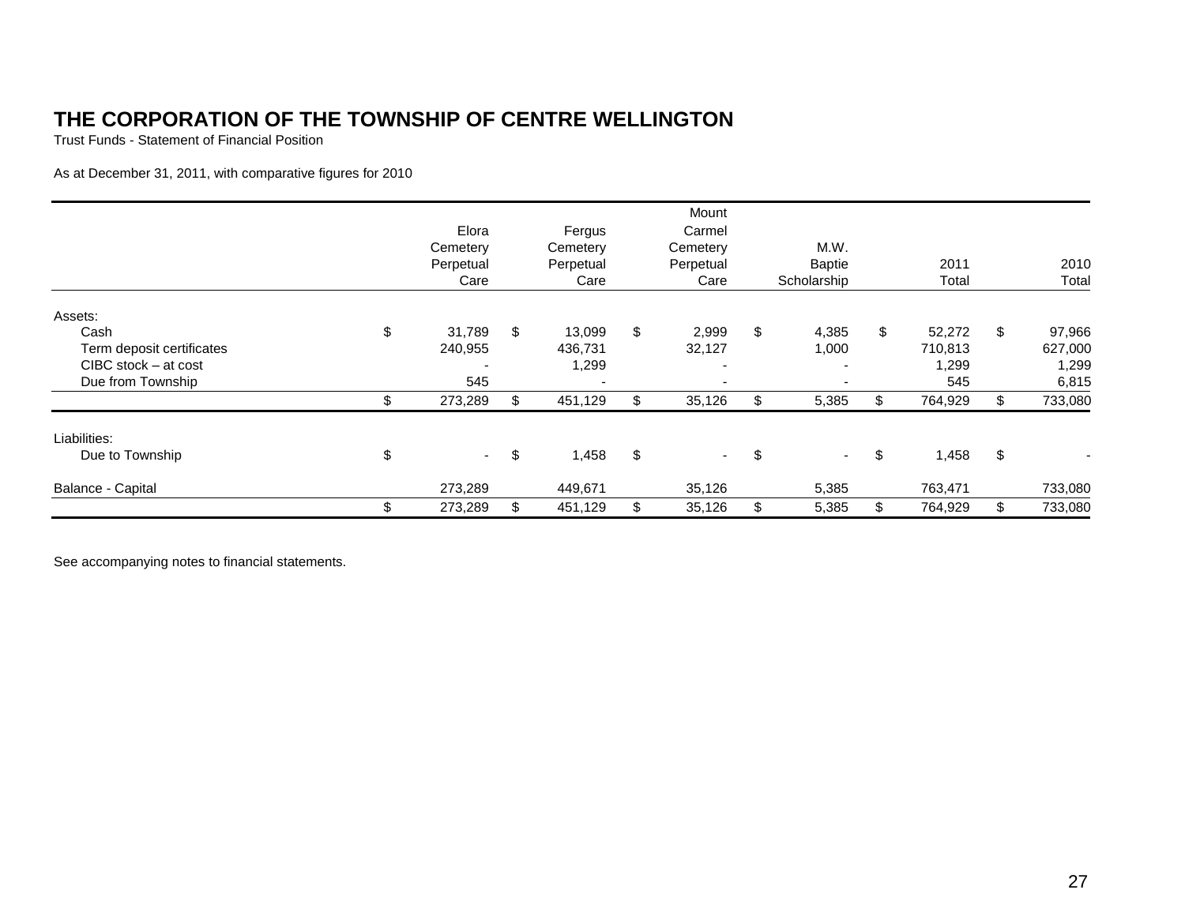# THE CORPORATION OF THE TOWNSHIP OF CENTRE WELLINGTON

Trust Funds - Statement of Financial Position

As at December 31, 2011, with comparative figures for 2010

| | Elora Cemetery Perpetual Care | Fergus Cemetery Perpetual Care | Mount Carmel Cemetery Perpetual Care | M.W. Baptie Scholarship | 2011 Total | 2010 Total |
|---|---|---|---|---|---|---|
| Assets: | | | | | | |
| Cash | $ 31,789 | $ 13,099 | $ 2,999 | $ 4,385 | $ 52,272 | $ 97,966 |
| Term deposit certificates | 240,955 | 436,731 | 32,127 | 1,000 | 710,813 | 627,000 |
| CIBC stock – at cost | - | 1,299 | - | - | 1,299 | 1,299 |
| Due from Township | 545 | - | - | - | 545 | 6,815 |
| | $ 273,289 | $ 451,129 | $ 35,126 | $ 5,385 | $ 764,929 | $ 733,080 |
| Liabilities: | | | | | | |
| Due to Township | $ - | $ 1,458 | $ - | $ - | $ 1,458 | $ - |
| Balance - Capital | 273,289 | 449,671 | 35,126 | 5,385 | 763,471 | 733,080 |
| | $ 273,289 | $ 451,129 | $ 35,126 | $ 5,385 | $ 764,929 | $ 733,080 |

See accompanying notes to financial statements.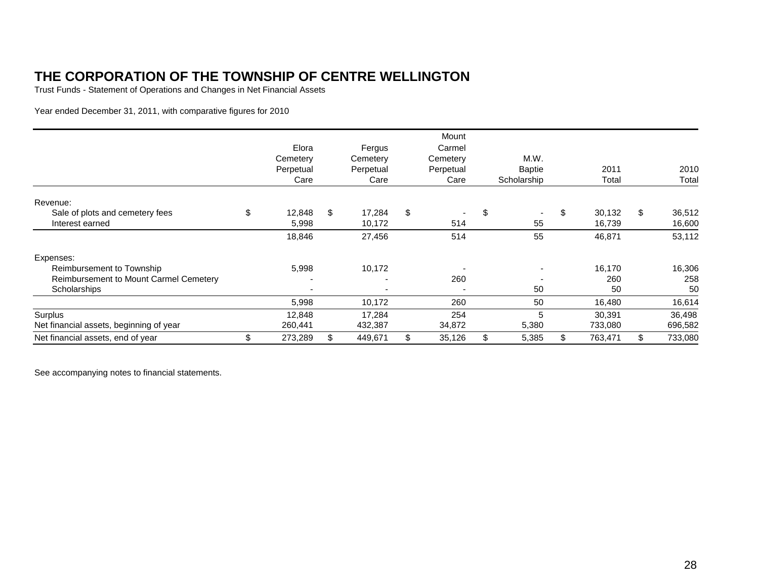# THE CORPORATION OF THE TOWNSHIP OF CENTRE WELLINGTON

Trust Funds - Statement of Operations and Changes in Net Financial Assets

Year ended December 31, 2011, with comparative figures for 2010

| | Elora Cemetery Perpetual Care | Fergus Cemetery Perpetual Care | Mount Carmel Cemetery Perpetual Care | M.W. Baptie Scholarship | 2011 Total | 2010 Total |
|---|---|---|---|---|---|---|
| Revenue: | | | | | | |
| Sale of plots and cemetery fees | $ 12,848 | $ 17,284 | $ - | $ - | $ 30,132 | $ 36,512 |
| Interest earned | 5,998 | 10,172 | 514 | 55 | 16,739 | 16,600 |
| | 18,846 | 27,456 | 514 | 55 | 46,871 | 53,112 |
| Expenses: | | | | | | |
| Reimbursement to Township | 5,998 | 10,172 | - | - | 16,170 | 16,306 |
| Reimbursement to Mount Carmel Cemetery | - | - | 260 | - | 260 | 258 |
| Scholarships | - | - | - | 50 | 50 | 50 |
| | 5,998 | 10,172 | 260 | 50 | 16,480 | 16,614 |
| Surplus | 12,848 | 17,284 | 254 | 5 | 30,391 | 36,498 |
| Net financial assets, beginning of year | 260,441 | 432,387 | 34,872 | 5,380 | 733,080 | 696,582 |
| Net financial assets, end of year | $ 273,289 | $ 449,671 | $ 35,126 | $ 5,385 | $ 763,471 | $ 733,080 |

See accompanying notes to financial statements.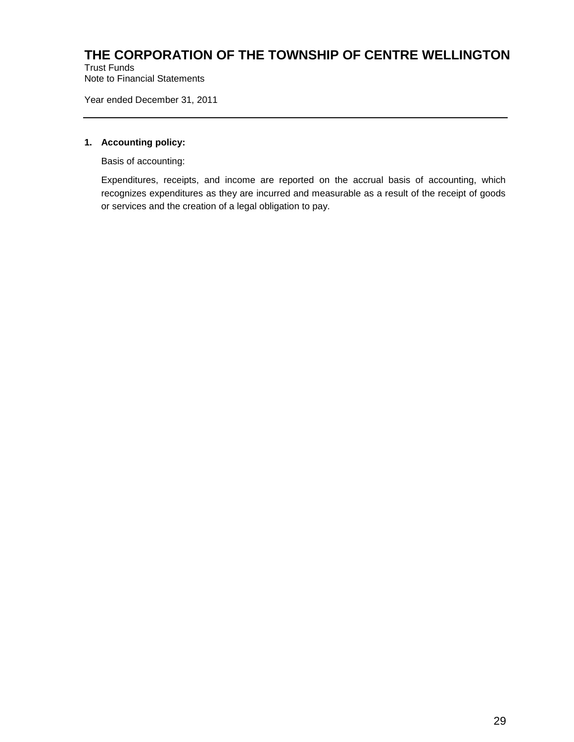# THE CORPORATION OF THE TOWNSHIP OF CENTRE WELLINGTON

Trust Funds
Note to Financial Statements

Year ended December 31, 2011

---

**1. Accounting policy:**

Basis of accounting:

Expenditures, receipts, and income are reported on the accrual basis of accounting, which recognizes expenditures as they are incurred and measurable as a result of the receipt of goods or services and the creation of a legal obligation to pay.